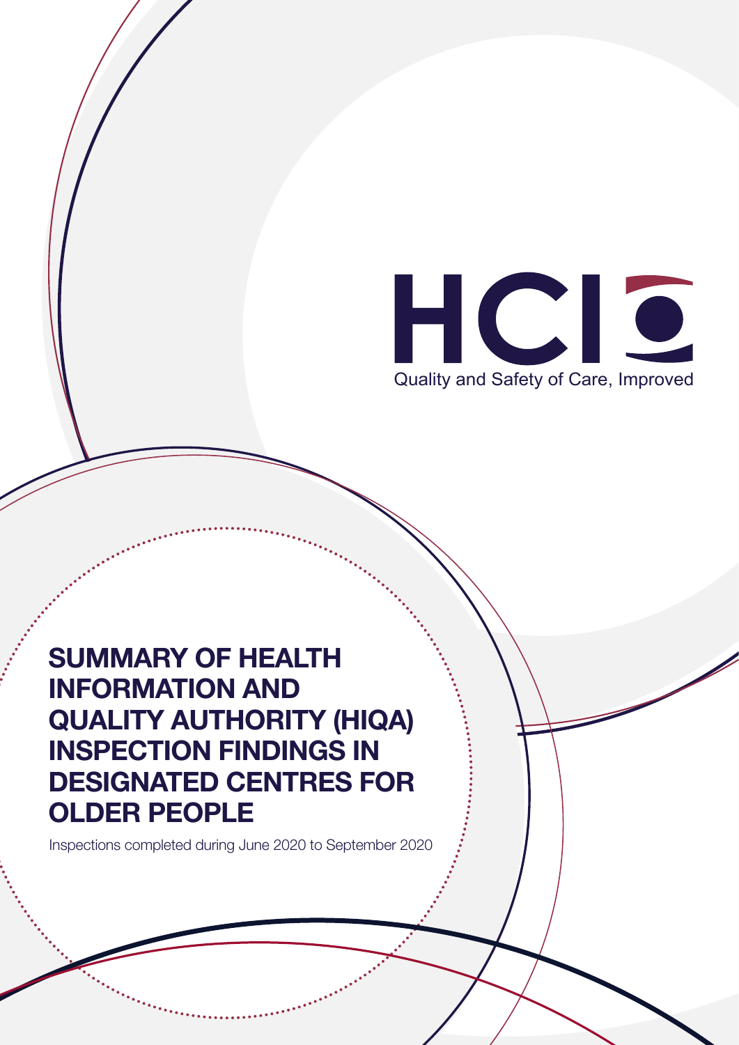HCI

Quality and Safety of Care, Improved

# SUMMARY OF HEALTH INFORMATION AND QUALITY AUTHORITY (HIQA) INSPECTION FINDINGS IN DESIGNATED CENTRES FOR OLDER PEOPLE

Inspections completed during June 2020 to September 2020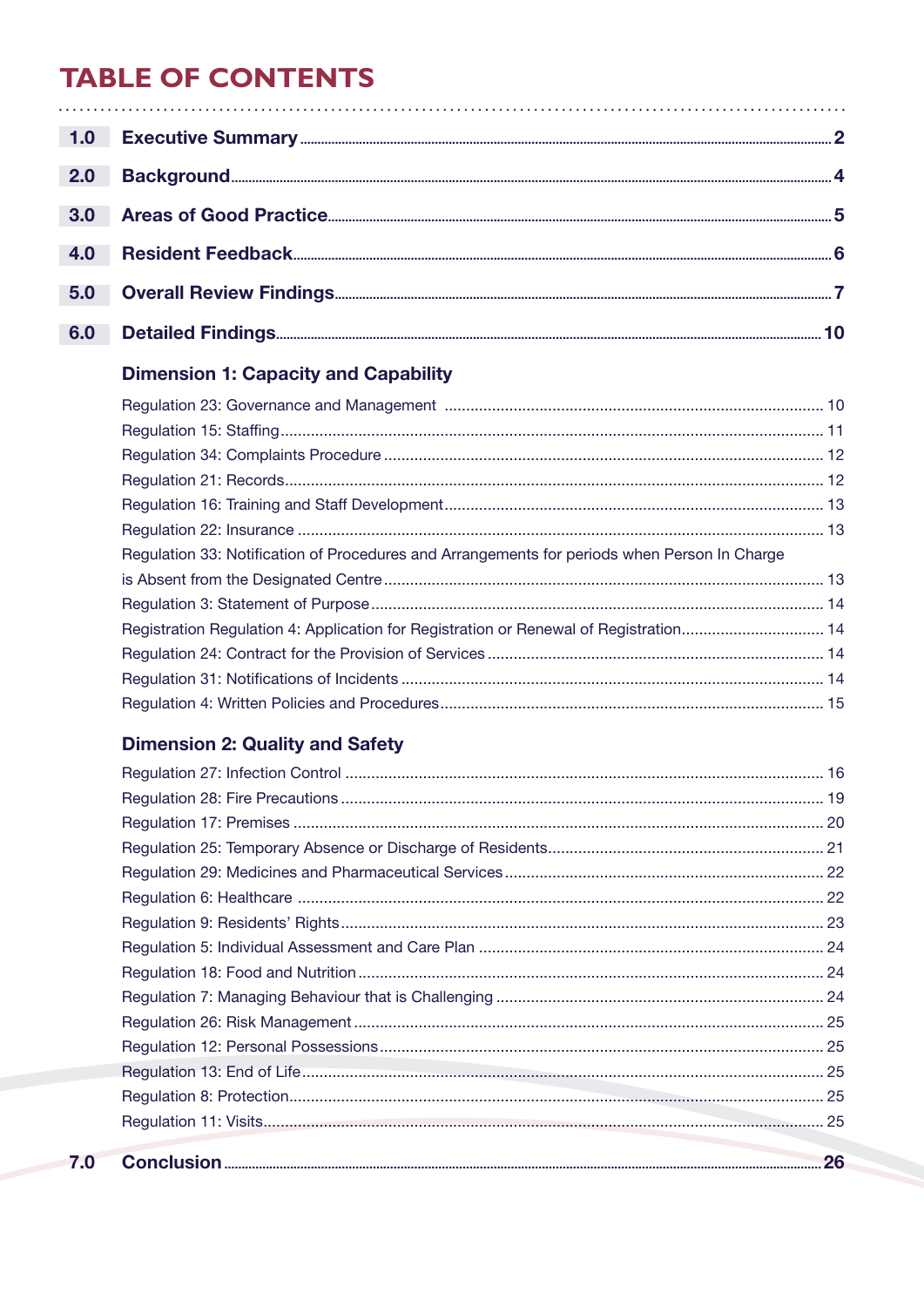# TABLE OF CONTENTS

| | | |
|---|---|---|
| **1.0** | **Executive Summary** | **2** |
| **2.0** | **Background** | **4** |
| **3.0** | **Areas of Good Practice** | **5** |
| **4.0** | **Resident Feedback** | **6** |
| **5.0** | **Overall Review Findings** | **7** |
| **6.0** | **Detailed Findings** | **10** |
| | **Dimension 1: Capacity and Capability** | |
| | Regulation 23: Governance and Management | 10 |
| | Regulation 15: Staffing | 11 |
| | Regulation 34: Complaints Procedure | 12 |
| | Regulation 21: Records | 12 |
| | Regulation 16: Training and Staff Development | 13 |
| | Regulation 22: Insurance | 13 |
| | Regulation 33: Notification of Procedures and Arrangements for periods when Person In Charge is Absent from the Designated Centre | 13 |
| | Regulation 3: Statement of Purpose | 14 |
| | Registration Regulation 4: Application for Registration or Renewal of Registration | 14 |
| | Regulation 24: Contract for the Provision of Services | 14 |
| | Regulation 31: Notifications of Incidents | 14 |
| | Regulation 4: Written Policies and Procedures | 15 |
| | **Dimension 2: Quality and Safety** | |
| | Regulation 27: Infection Control | 16 |
| | Regulation 28: Fire Precautions | 19 |
| | Regulation 17: Premises | 20 |
| | Regulation 25: Temporary Absence or Discharge of Residents | 21 |
| | Regulation 29: Medicines and Pharmaceutical Services | 22 |
| | Regulation 6: Healthcare | 22 |
| | Regulation 9: Residents' Rights | 23 |
| | Regulation 5: Individual Assessment and Care Plan | 24 |
| | Regulation 18: Food and Nutrition | 24 |
| | Regulation 7: Managing Behaviour that is Challenging | 24 |
| | Regulation 26: Risk Management | 25 |
| | Regulation 12: Personal Possessions | 25 |
| | Regulation 13: End of Life | 25 |
| | Regulation 8: Protection | 25 |
| | Regulation 11: Visits | 25 |
| **7.0** | **Conclusion** | **26** |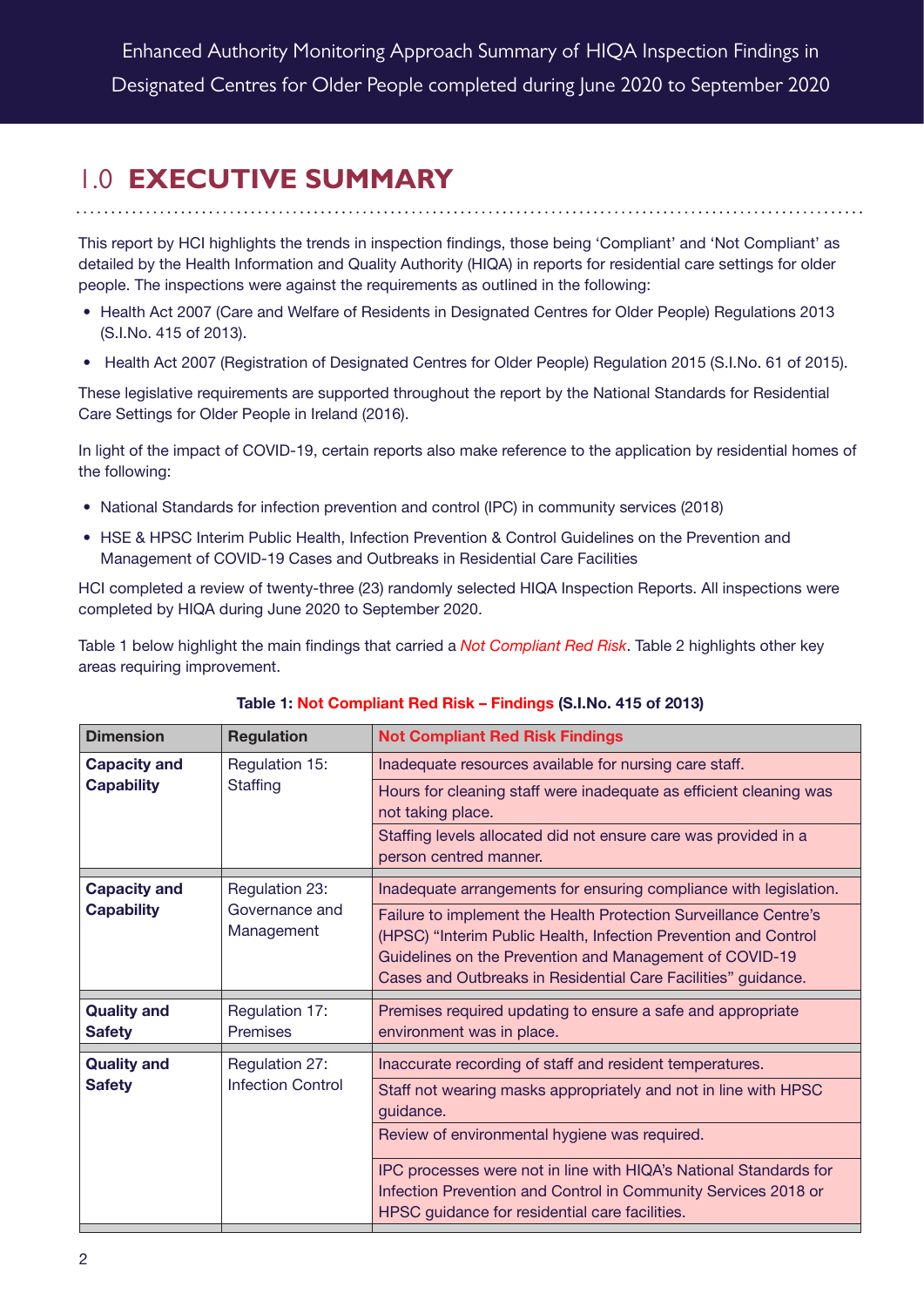Enhanced Authority Monitoring Approach Summary of HIQA Inspection Findings in Designated Centres for Older People completed during June 2020 to September 2020

# 1.0 EXECUTIVE SUMMARY

This report by HCI highlights the trends in inspection findings, those being 'Compliant' and 'Not Compliant' as detailed by the Health Information and Quality Authority (HIQA) in reports for residential care settings for older people. The inspections were against the requirements as outlined in the following:

- Health Act 2007 (Care and Welfare of Residents in Designated Centres for Older People) Regulations 2013 (S.I.No. 415 of 2013).
- Health Act 2007 (Registration of Designated Centres for Older People) Regulation 2015 (S.I.No. 61 of 2015).

These legislative requirements are supported throughout the report by the National Standards for Residential Care Settings for Older People in Ireland (2016).

In light of the impact of COVID-19, certain reports also make reference to the application by residential homes of the following:

- National Standards for infection prevention and control (IPC) in community services (2018)
- HSE & HPSC Interim Public Health, Infection Prevention & Control Guidelines on the Prevention and Management of COVID-19 Cases and Outbreaks in Residential Care Facilities

HCI completed a review of twenty-three (23) randomly selected HIQA Inspection Reports. All inspections were completed by HIQA during June 2020 to September 2020.

Table 1 below highlight the main findings that carried a *Not Compliant Red Risk*. Table 2 highlights other key areas requiring improvement.

**Table 1: Not Compliant Red Risk – Findings (S.I.No. 415 of 2013)**

| Dimension | Regulation | Not Compliant Red Risk Findings |
|---|---|---|
| **Capacity and Capability** | Regulation 15: Staffing | Inadequate resources available for nursing care staff. |
| | | Hours for cleaning staff were inadequate as efficient cleaning was not taking place. |
| | | Staffing levels allocated did not ensure care was provided in a person centred manner. |
| **Capacity and Capability** | Regulation 23: Governance and Management | Inadequate arrangements for ensuring compliance with legislation. |
| | | Failure to implement the Health Protection Surveillance Centre's (HPSC) "Interim Public Health, Infection Prevention and Control Guidelines on the Prevention and Management of COVID-19 Cases and Outbreaks in Residential Care Facilities" guidance. |
| **Quality and Safety** | Regulation 17: Premises | Premises required updating to ensure a safe and appropriate environment was in place. |
| **Quality and Safety** | Regulation 27: Infection Control | Inaccurate recording of staff and resident temperatures. |
| | | Staff not wearing masks appropriately and not in line with HPSC guidance. |
| | | Review of environmental hygiene was required. |
| | | IPC processes were not in line with HIQA's National Standards for Infection Prevention and Control in Community Services 2018 or HPSC guidance for residential care facilities. |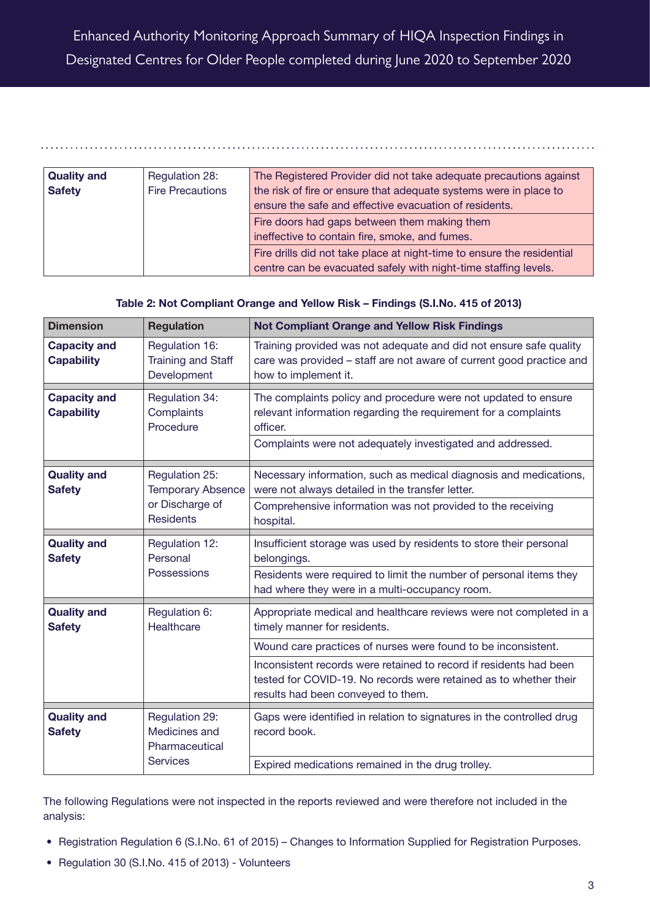| Quality and Safety | Regulation 28: Fire Precautions | The Registered Provider did not take adequate precautions against the risk of fire or ensure that adequate systems were in place to ensure the safe and effective evacuation of residents. |
|---|---|---|
| | | Fire doors had gaps between them making them ineffective to contain fire, smoke, and fumes. |
| | | Fire drills did not take place at night-time to ensure the residential centre can be evacuated safely with night-time staffing levels. |

**Table 2: Not Compliant Orange and Yellow Risk – Findings (S.I.No. 415 of 2013)**

| Dimension | Regulation | Not Compliant Orange and Yellow Risk Findings |
|---|---|---|
| **Capacity and Capability** | Regulation 16: Training and Staff Development | Training provided was not adequate and did not ensure safe quality care was provided – staff are not aware of current good practice and how to implement it. |
| **Capacity and Capability** | Regulation 34: Complaints Procedure | The complaints policy and procedure were not updated to ensure relevant information regarding the requirement for a complaints officer. |
| | | Complaints were not adequately investigated and addressed. |
| **Quality and Safety** | Regulation 25: Temporary Absence or Discharge of Residents | Necessary information, such as medical diagnosis and medications, were not always detailed in the transfer letter. |
| | | Comprehensive information was not provided to the receiving hospital. |
| **Quality and Safety** | Regulation 12: Personal Possessions | Insufficient storage was used by residents to store their personal belongings. |
| | | Residents were required to limit the number of personal items they had where they were in a multi-occupancy room. |
| **Quality and Safety** | Regulation 6: Healthcare | Appropriate medical and healthcare reviews were not completed in a timely manner for residents. |
| | | Wound care practices of nurses were found to be inconsistent. |
| | | Inconsistent records were retained to record if residents had been tested for COVID-19. No records were retained as to whether their results had been conveyed to them. |
| **Quality and Safety** | Regulation 29: Medicines and Pharmaceutical Services | Gaps were identified in relation to signatures in the controlled drug record book. |
| | | Expired medications remained in the drug trolley. |

The following Regulations were not inspected in the reports reviewed and were therefore not included in the analysis:

- Registration Regulation 6 (S.I.No. 61 of 2015) – Changes to Information Supplied for Registration Purposes.
- Regulation 30 (S.I.No. 415 of 2013) - Volunteers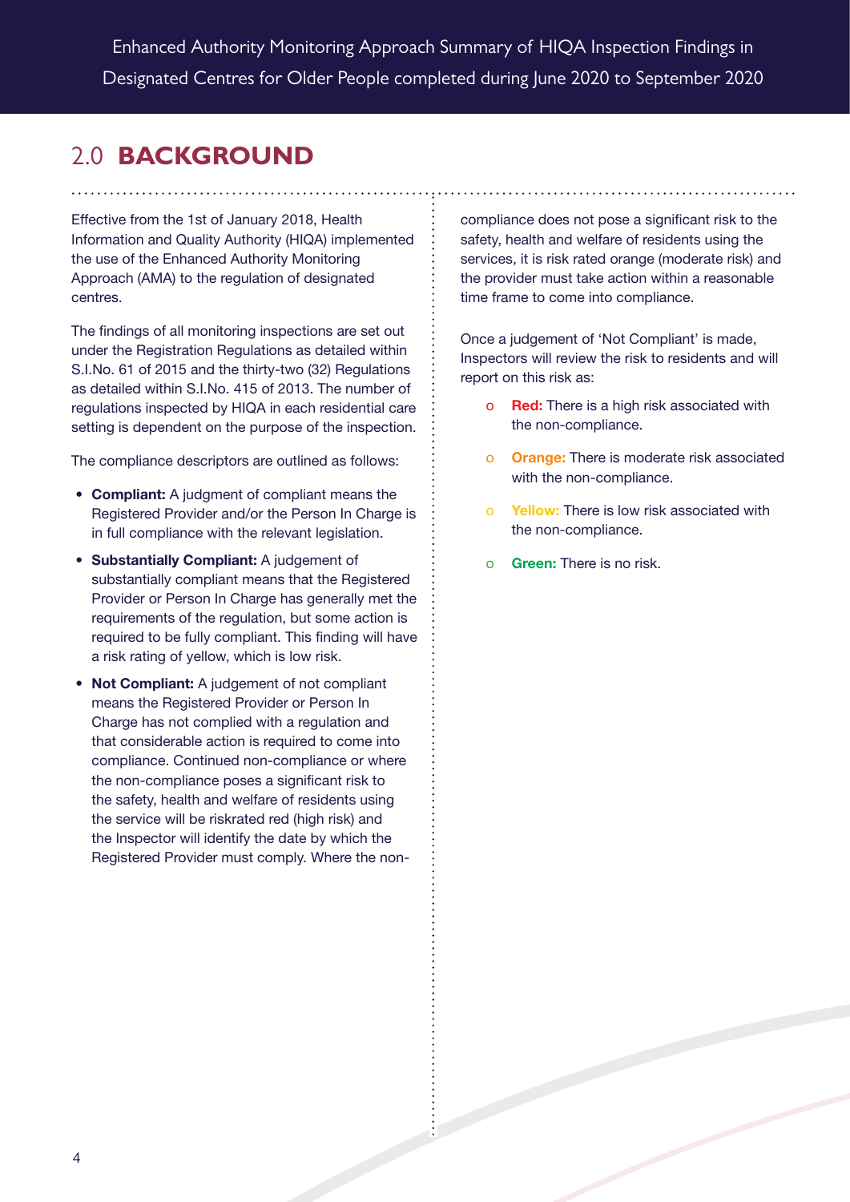## 2.0 BACKGROUND

Effective from the 1st of January 2018, Health Information and Quality Authority (HIQA) implemented the use of the Enhanced Authority Monitoring Approach (AMA) to the regulation of designated centres.

The findings of all monitoring inspections are set out under the Registration Regulations as detailed within S.I.No. 61 of 2015 and the thirty-two (32) Regulations as detailed within S.I.No. 415 of 2013. The number of regulations inspected by HIQA in each residential care setting is dependent on the purpose of the inspection.

The compliance descriptors are outlined as follows:

- **Compliant:** A judgment of compliant means the Registered Provider and/or the Person In Charge is in full compliance with the relevant legislation.
- **Substantially Compliant:** A judgement of substantially compliant means that the Registered Provider or Person In Charge has generally met the requirements of the regulation, but some action is required to be fully compliant. This finding will have a risk rating of yellow, which is low risk.
- **Not Compliant:** A judgement of not compliant means the Registered Provider or Person In Charge has not complied with a regulation and that considerable action is required to come into compliance. Continued non-compliance or where the non-compliance poses a significant risk to the safety, health and welfare of residents using the service will be riskrated red (high risk) and the Inspector will identify the date by which the Registered Provider must comply. Where the non-compliance does not pose a significant risk to the safety, health and welfare of residents using the services, it is risk rated orange (moderate risk) and the provider must take action within a reasonable time frame to come into compliance.

Once a judgement of 'Not Compliant' is made, Inspectors will review the risk to residents and will report on this risk as:

- **Red:** There is a high risk associated with the non-compliance.
- **Orange:** There is moderate risk associated with the non-compliance.
- **Yellow:** There is low risk associated with the non-compliance.
- **Green:** There is no risk.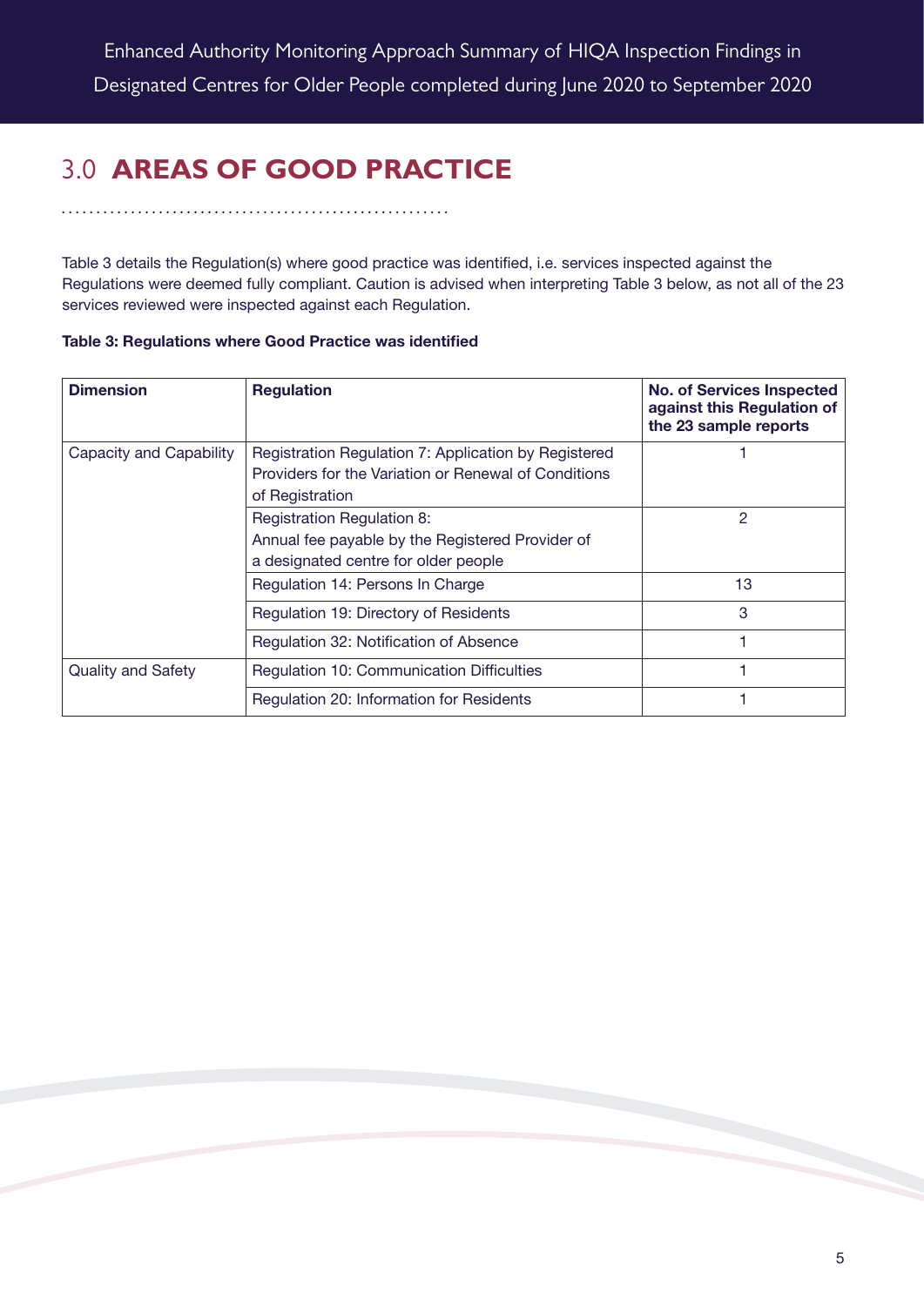# 3.0 AREAS OF GOOD PRACTICE

Table 3 details the Regulation(s) where good practice was identified, i.e. services inspected against the Regulations were deemed fully compliant. Caution is advised when interpreting Table 3 below, as not all of the 23 services reviewed were inspected against each Regulation.

**Table 3: Regulations where Good Practice was identified**

| Dimension | Regulation | No. of Services Inspected against this Regulation of the 23 sample reports |
|---|---|---|
| Capacity and Capability | Registration Regulation 7: Application by Registered Providers for the Variation or Renewal of Conditions of Registration | 1 |
| | Registration Regulation 8: Annual fee payable by the Registered Provider of a designated centre for older people | 2 |
| | Regulation 14: Persons In Charge | 13 |
| | Regulation 19: Directory of Residents | 3 |
| | Regulation 32: Notification of Absence | 1 |
| Quality and Safety | Regulation 10: Communication Difficulties | 1 |
| | Regulation 20: Information for Residents | 1 |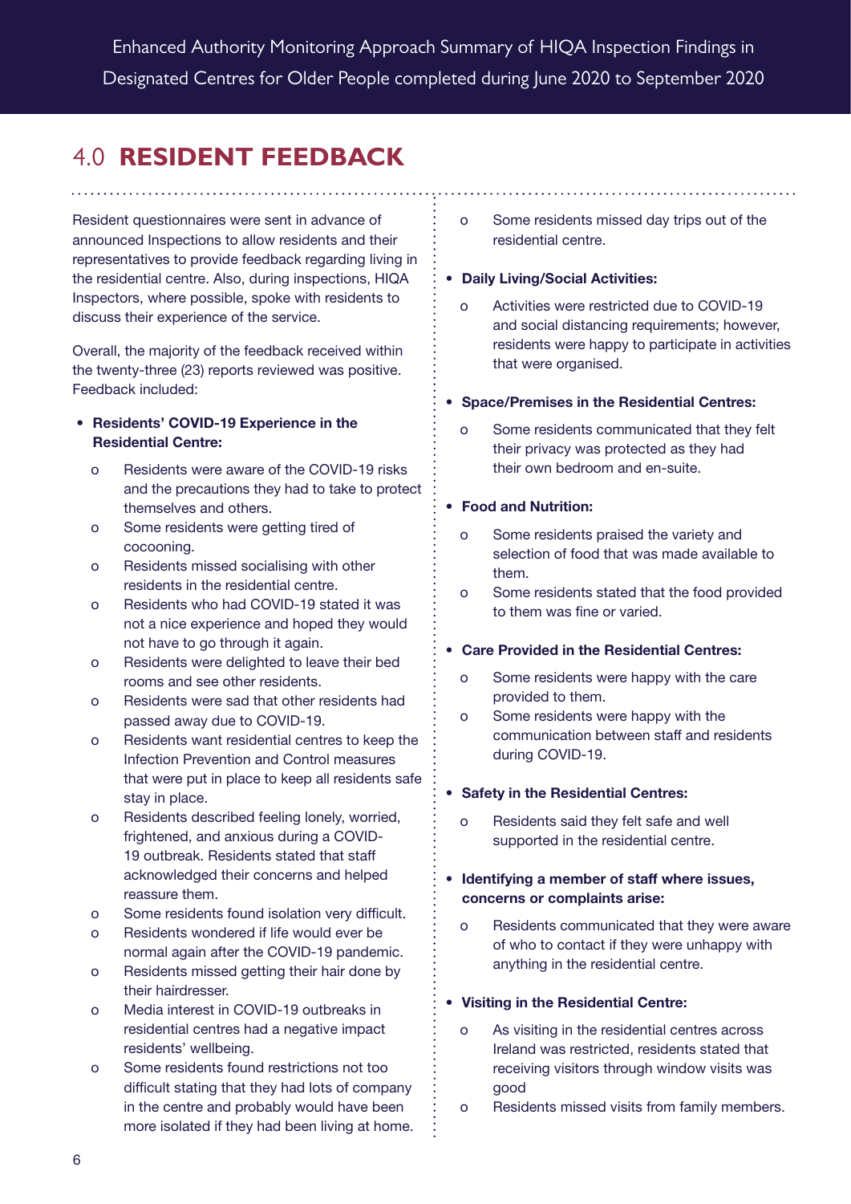## 4.0 RESIDENT FEEDBACK

Resident questionnaires were sent in advance of announced Inspections to allow residents and their representatives to provide feedback regarding living in the residential centre. Also, during inspections, HIQA Inspectors, where possible, spoke with residents to discuss their experience of the service.

Overall, the majority of the feedback received within the twenty-three (23) reports reviewed was positive. Feedback included:

- **Residents' COVID-19 Experience in the Residential Centre:**
    - Residents were aware of the COVID-19 risks and the precautions they had to take to protect themselves and others.
    - Some residents were getting tired of cocooning.
    - Residents missed socialising with other residents in the residential centre.
    - Residents who had COVID-19 stated it was not a nice experience and hoped they would not have to go through it again.
    - Residents were delighted to leave their bed rooms and see other residents.
    - Residents were sad that other residents had passed away due to COVID-19.
    - Residents want residential centres to keep the Infection Prevention and Control measures that were put in place to keep all residents safe stay in place.
    - Residents described feeling lonely, worried, frightened, and anxious during a COVID-19 outbreak. Residents stated that staff acknowledged their concerns and helped reassure them.
    - Some residents found isolation very difficult.
    - Residents wondered if life would ever be normal again after the COVID-19 pandemic.
    - Residents missed getting their hair done by their hairdresser.
    - Media interest in COVID-19 outbreaks in residential centres had a negative impact residents' wellbeing.
    - Some residents found restrictions not too difficult stating that they had lots of company in the centre and probably would have been more isolated if they had been living at home.
    - Some residents missed day trips out of the residential centre.
- **Daily Living/Social Activities:**
    - Activities were restricted due to COVID-19 and social distancing requirements; however, residents were happy to participate in activities that were organised.
- **Space/Premises in the Residential Centres:**
    - Some residents communicated that they felt their privacy was protected as they had their own bedroom and en-suite.
- **Food and Nutrition:**
    - Some residents praised the variety and selection of food that was made available to them.
    - Some residents stated that the food provided to them was fine or varied.
- **Care Provided in the Residential Centres:**
    - Some residents were happy with the care provided to them.
    - Some residents were happy with the communication between staff and residents during COVID-19.
- **Safety in the Residential Centres:**
    - Residents said they felt safe and well supported in the residential centre.
- **Identifying a member of staff where issues, concerns or complaints arise:**
    - Residents communicated that they were aware of who to contact if they were unhappy with anything in the residential centre.
- **Visiting in the Residential Centre:**
    - As visiting in the residential centres across Ireland was restricted, residents stated that receiving visitors through window visits was good
    - Residents missed visits from family members.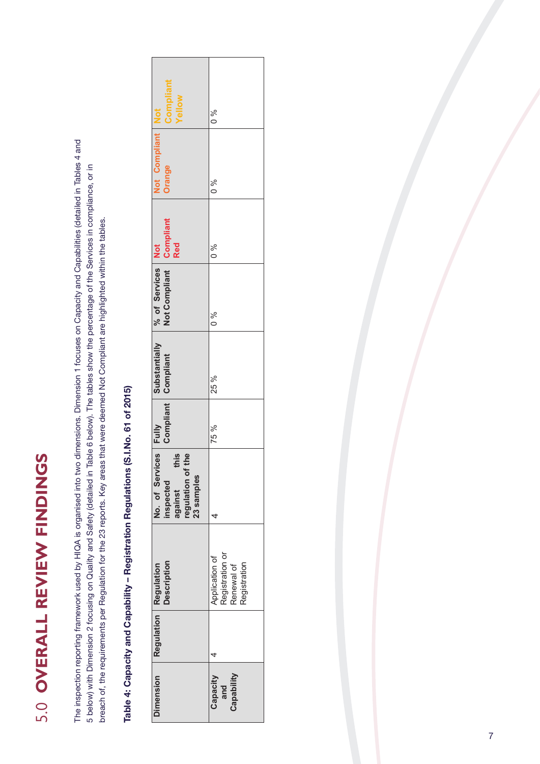# 5.0 OVERALL REVIEW FINDINGS

The inspection reporting framework used by HIQA is organised into two dimensions. Dimension 1 focuses on Capacity and Capabilities (detailed in Tables 4 and 5 below) with Dimension 2 focusing on Quality and Safety (detailed in Table 6 below). The tables show the percentage of the Services in compliance, or in breach of, the requirements per Regulation for the 23 reports. Key areas that were deemed Not Compliant are highlighted within the tables.

**Table 4: Capacity and Capability – Registration Regulations (S.I.No. 61 of 2015)**

| Dimension | Regulation | Regulation Description | No. of Services inspected against this regulation of the 23 samples | Fully Compliant | Substantially Compliant | % of Services Not Compliant | Not Compliant Red | Not Compliant Orange | Not Compliant Yellow |
|---|---|---|---|---|---|---|---|---|---|
| Capacity and Capability | 4 | Application of Registration or Renewal of Registration | 4 | 75 % | 25 % | 0 % | 0 % | 0 % | 0 % |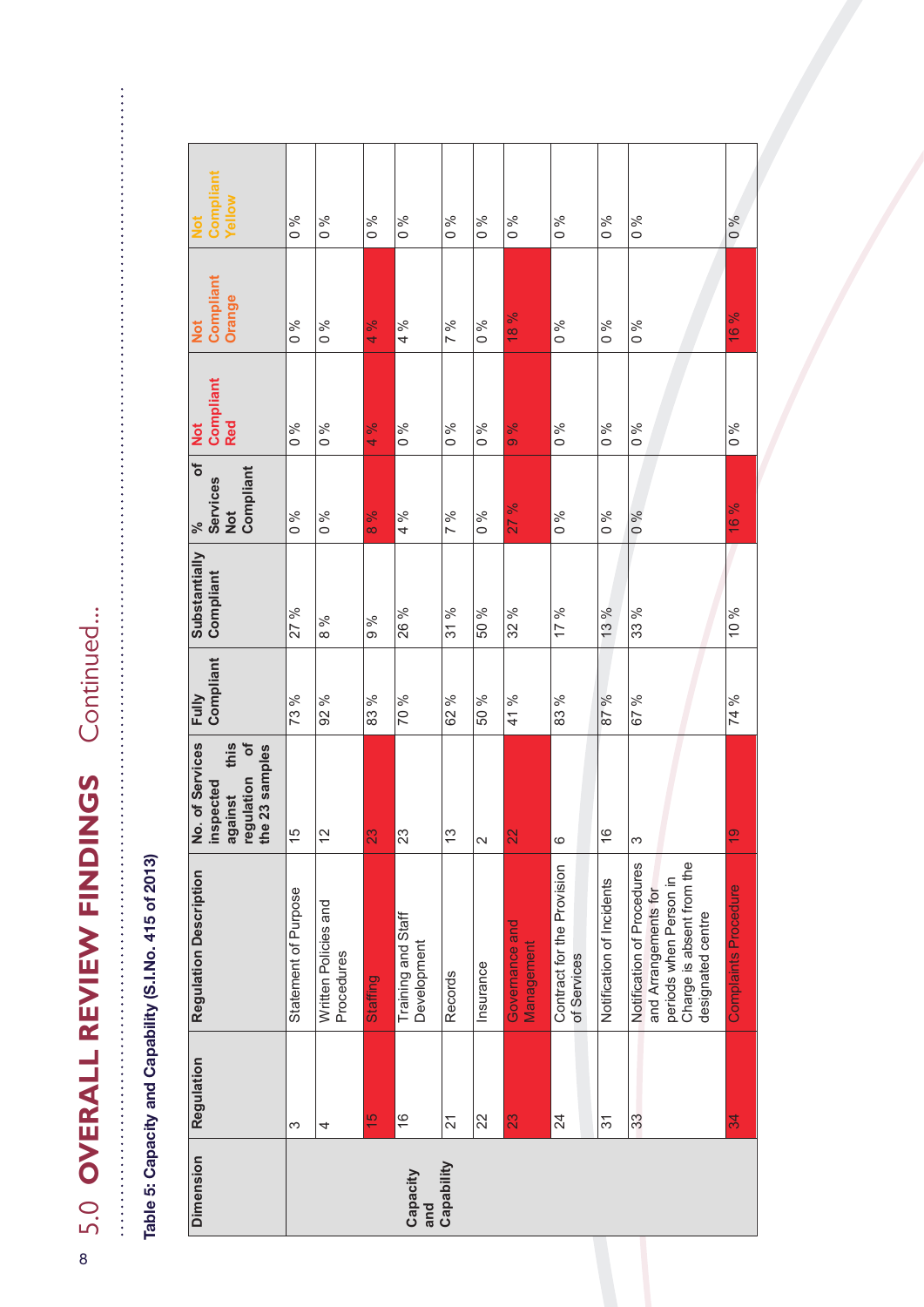# 5.0 OVERALL REVIEW FINDINGS Continued...

**Table 5: Capacity and Capability (S.I.No. 415 of 2013)**

| Dimension | Regulation | Regulation Description | No. of Services inspected against this regulation of the 23 samples | Fully Compliant | Substantially Compliant | % of Services Not Compliant | Not Compliant Red | Not Compliant Orange | Not Compliant Yellow |
|---|---|---|---|---|---|---|---|---|---|
| Capacity and Capability | 3 | Statement of Purpose | 15 | 73 % | 27 % | 0 % | 0 % | 0 % | 0 % |
| | 4 | Written Policies and Procedures | 12 | 92 % | 8 % | 0 % | 0 % | 0 % | 0 % |
| | 15 | Staffing | 23 | 83 % | 9 % | 8 % | 4 % | 4 % | 0 % |
| | 16 | Training and Staff Development | 23 | 70 % | 26 % | 4 % | 0 % | 4 % | 0 % |
| | 21 | Records | 13 | 62 % | 31 % | 7 % | 0 % | 7 % | 0 % |
| | 22 | Insurance | 2 | 50 % | 50 % | 0 % | 0 % | 0 % | 0 % |
| | 23 | Governance and Management | 22 | 41 % | 32 % | 27 % | 9 % | 18 % | 0 % |
| | 24 | Contract for the Provision of Services | 6 | 83 % | 17 % | 0 % | 0 % | 0 % | 0 % |
| | 31 | Notification of Incidents | 16 | 87 % | 13 % | 0 % | 0 % | 0 % | 0 % |
| | 33 | Notification of Procedures and Arrangements for periods when Person in Charge is absent from the designated centre | 3 | 67 % | 33 % | 0 % | 0 % | 0 % | 0 % |
| | 34 | Complaints Procedure | 19 | 74 % | 10 % | 16 % | 0 % | 16 % | 0 % |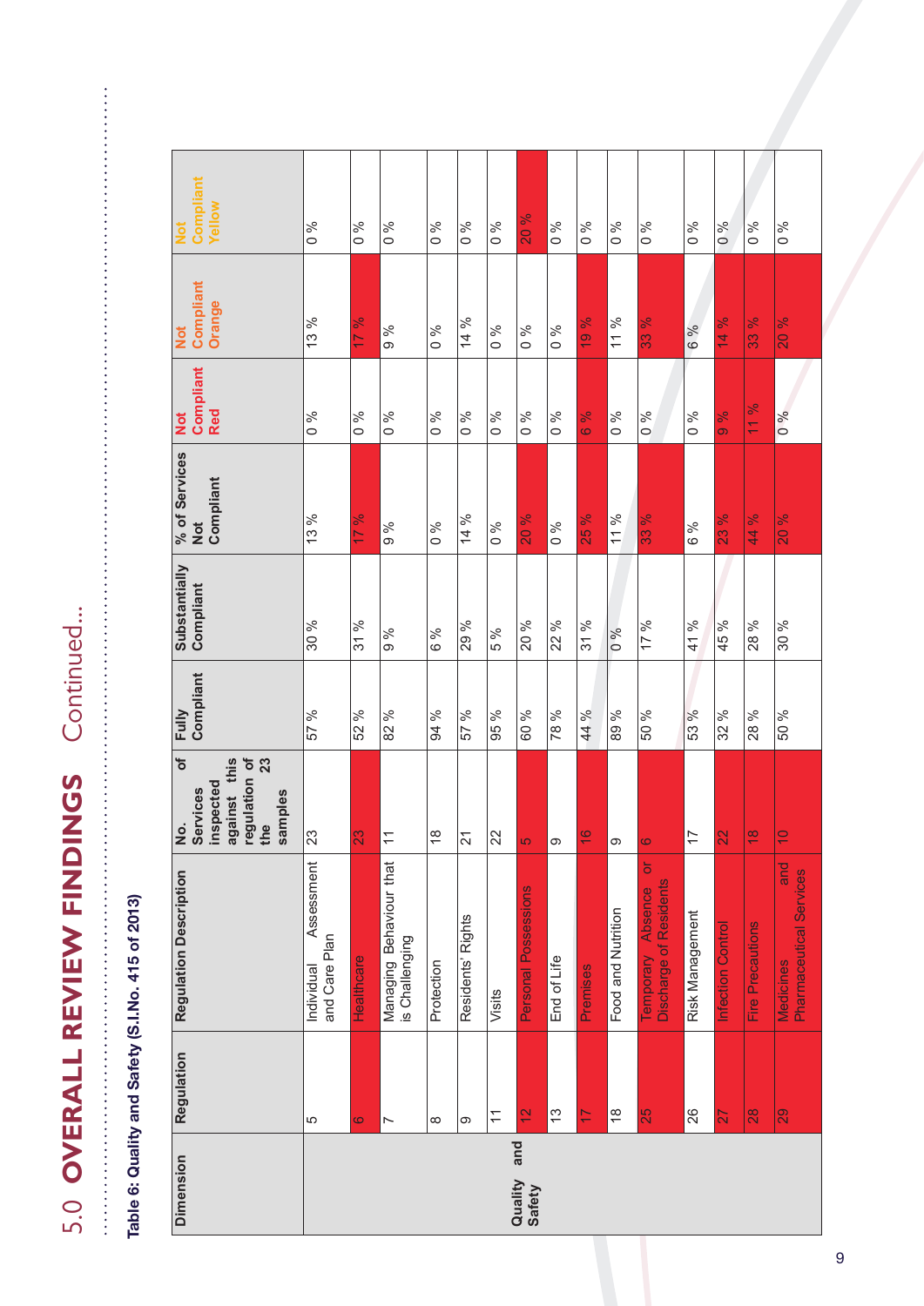# 5.0 OVERALL REVIEW FINDINGS Continued...

**Table 6: Quality and Safety (S.I.No. 415 of 2013)**

| Dimension | Regulation | Regulation Description | No. of Services inspected against this regulation of the 23 samples | Fully Compliant | Substantially Compliant | % of Services Not Compliant | Not Compliant Red | Not Compliant Orange | Not Compliant Yellow |
|---|---|---|---|---|---|---|---|---|---|
| Quality and Safety | 5 | Individual Assessment and Care Plan | 23 | 57 % | 30 % | 13 % | 0 % | 13 % | 0 % |
| | 6 | Healthcare | 23 | 52 % | 31 % | 17 % | 0 % | 17 % | 0 % |
| | 7 | Managing Behaviour that is Challenging | 11 | 82 % | 9 % | 9 % | 0 % | 9 % | 0 % |
| | 8 | Protection | 18 | 94 % | 6 % | 0 % | 0 % | 0 % | 0 % |
| | 9 | Residents' Rights | 21 | 57 % | 29 % | 14 % | 0 % | 14 % | 0 % |
| | 11 | Visits | 22 | 95 % | 5 % | 0 % | 0 % | 0 % | 0 % |
| | 12 | Personal Possessions | 5 | 60 % | 20 % | 20 % | 0 % | 0 % | 20 % |
| | 13 | End of Life | 9 | 78 % | 22 % | 0 % | 0 % | 0 % | 0 % |
| | 17 | Premises | 16 | 44 % | 31 % | 25 % | 6 % | 19 % | 0 % |
| | 18 | Food and Nutrition | 9 | 89 % | 0 % | 11 % | 0 % | 11 % | 0 % |
| | 25 | Temporary Absence or Discharge of Residents | 6 | 50 % | 17 % | 33 % | 0 % | 33 % | 0 % |
| | 26 | Risk Management | 17 | 53 % | 41 % | 6 % | 0 % | 6 % | 0 % |
| | 27 | Infection Control | 22 | 32 % | 45 % | 23 % | 9 % | 14 % | 0 % |
| | 28 | Fire Precautions | 18 | 28 % | 28 % | 44 % | 11 % | 33 % | 0 % |
| | 29 | Medicines and Pharmaceutical Services | 10 | 50 % | 30 % | 20 % | 0 % | 20 % | 0 % |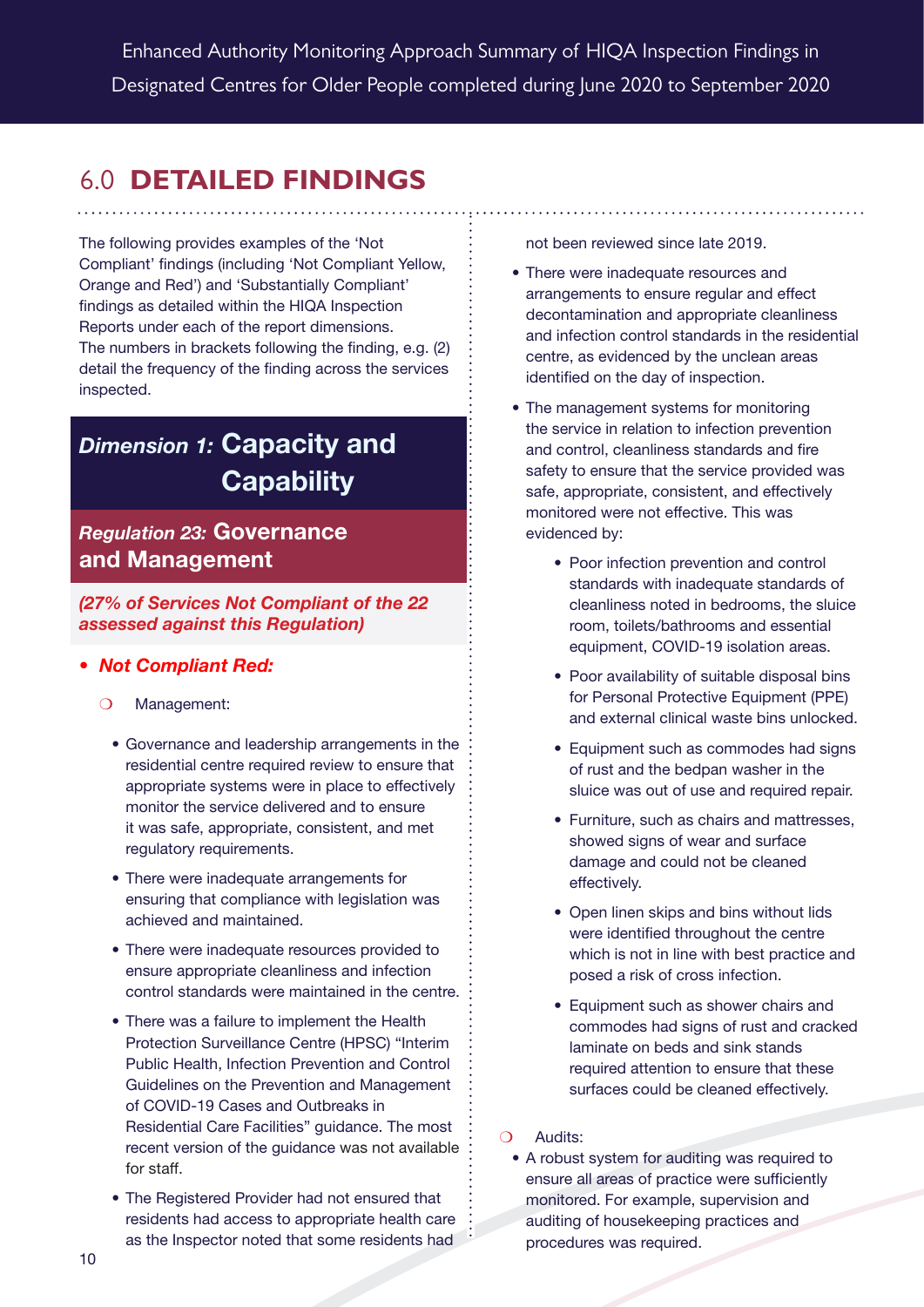## 6.0 DETAILED FINDINGS

The following provides examples of the 'Not Compliant' findings (including 'Not Compliant Yellow, Orange and Red') and 'Substantially Compliant' findings as detailed within the HIQA Inspection Reports under each of the report dimensions. The numbers in brackets following the finding, e.g. (2) detail the frequency of the finding across the services inspected.

### *Dimension 1:* Capacity and Capability

#### *Regulation 23:* Governance and Management

***(27% of Services Not Compliant of the 22 assessed against this Regulation)***

- ***Not Compliant Red:***
  - Management:
    - Governance and leadership arrangements in the residential centre required review to ensure that appropriate systems were in place to effectively monitor the service delivered and to ensure it was safe, appropriate, consistent, and met regulatory requirements.
    - There were inadequate arrangements for ensuring that compliance with legislation was achieved and maintained.
    - There were inadequate resources provided to ensure appropriate cleanliness and infection control standards were maintained in the centre.
    - There was a failure to implement the Health Protection Surveillance Centre (HPSC) "Interim Public Health, Infection Prevention and Control Guidelines on the Prevention and Management of COVID-19 Cases and Outbreaks in Residential Care Facilities" guidance. The most recent version of the guidance was not available for staff.
    - The Registered Provider had not ensured that residents had access to appropriate health care as the Inspector noted that some residents had not been reviewed since late 2019.
    - There were inadequate resources and arrangements to ensure regular and effect decontamination and appropriate cleanliness and infection control standards in the residential centre, as evidenced by the unclean areas identified on the day of inspection.
    - The management systems for monitoring the service in relation to infection prevention and control, cleanliness standards and fire safety to ensure that the service provided was safe, appropriate, consistent, and effectively monitored were not effective. This was evidenced by:
      - Poor infection prevention and control standards with inadequate standards of cleanliness noted in bedrooms, the sluice room, toilets/bathrooms and essential equipment, COVID-19 isolation areas.
      - Poor availability of suitable disposal bins for Personal Protective Equipment (PPE) and external clinical waste bins unlocked.
      - Equipment such as commodes had signs of rust and the bedpan washer in the sluice was out of use and required repair.
      - Furniture, such as chairs and mattresses, showed signs of wear and surface damage and could not be cleaned effectively.
      - Open linen skips and bins without lids were identified throughout the centre which is not in line with best practice and posed a risk of cross infection.
      - Equipment such as shower chairs and commodes had signs of rust and cracked laminate on beds and sink stands required attention to ensure that these surfaces could be cleaned effectively.
  - Audits:
    - A robust system for auditing was required to ensure all areas of practice were sufficiently monitored. For example, supervision and auditing of housekeeping practices and procedures was required.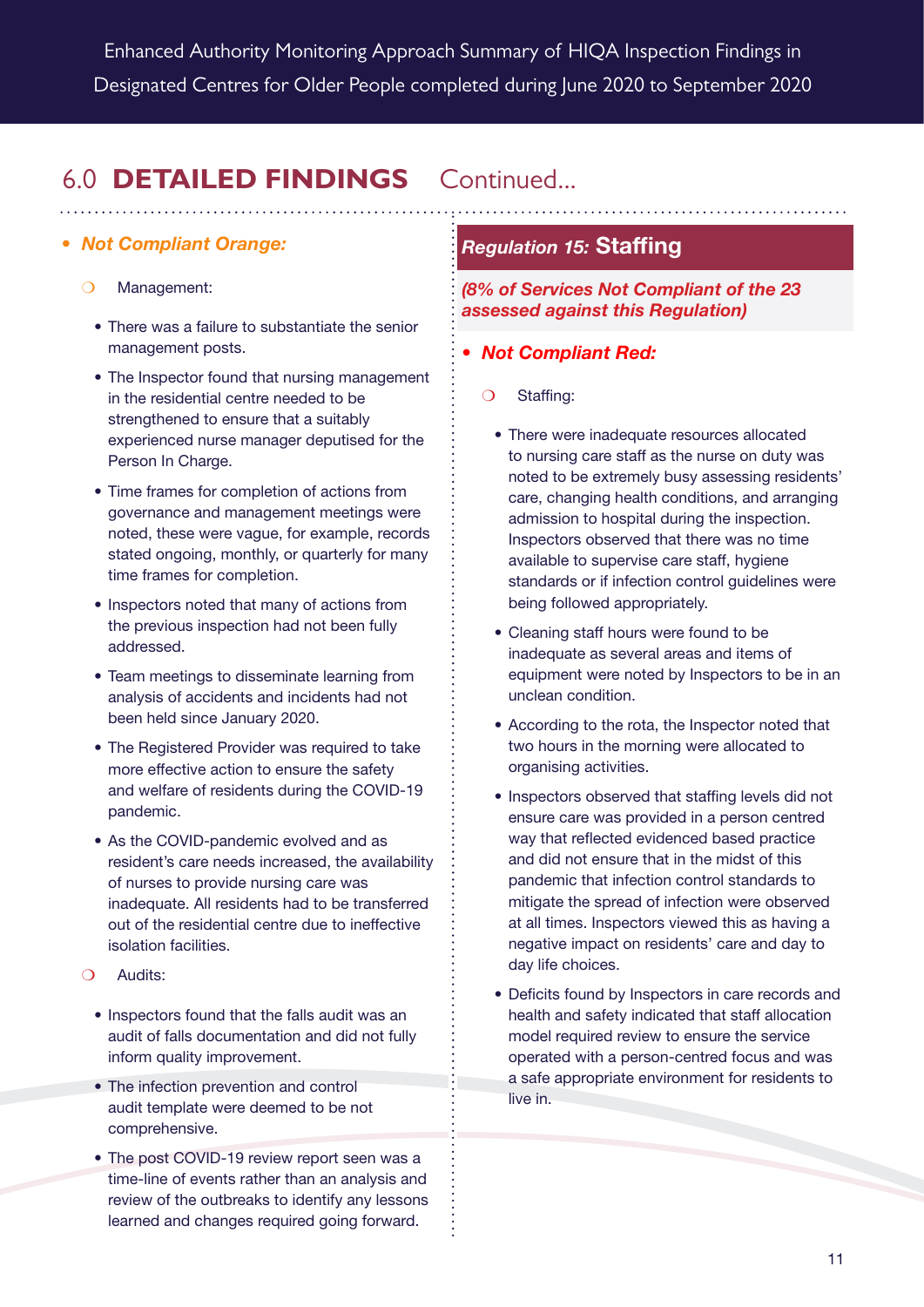## 6.0 DETAILED FINDINGS Continued...

- ***Not Compliant Orange:***

  - Management:

    - There was a failure to substantiate the senior management posts.
    - The Inspector found that nursing management in the residential centre needed to be strengthened to ensure that a suitably experienced nurse manager deputised for the Person In Charge.
    - Time frames for completion of actions from governance and management meetings were noted, these were vague, for example, records stated ongoing, monthly, or quarterly for many time frames for completion.
    - Inspectors noted that many of actions from the previous inspection had not been fully addressed.
    - Team meetings to disseminate learning from analysis of accidents and incidents had not been held since January 2020.
    - The Registered Provider was required to take more effective action to ensure the safety and welfare of residents during the COVID-19 pandemic.
    - As the COVID-pandemic evolved and as resident's care needs increased, the availability of nurses to provide nursing care was inadequate. All residents had to be transferred out of the residential centre due to ineffective isolation facilities.

  - Audits:

    - Inspectors found that the falls audit was an audit of falls documentation and did not fully inform quality improvement.
    - The infection prevention and control audit template were deemed to be not comprehensive.
    - The post COVID-19 review report seen was a time-line of events rather than an analysis and review of the outbreaks to identify any lessons learned and changes required going forward.

### *Regulation 15:* Staffing

***(8% of Services Not Compliant of the 23 assessed against this Regulation)***

- ***Not Compliant Red:***

  - Staffing:

    - There were inadequate resources allocated to nursing care staff as the nurse on duty was noted to be extremely busy assessing residents' care, changing health conditions, and arranging admission to hospital during the inspection. Inspectors observed that there was no time available to supervise care staff, hygiene standards or if infection control guidelines were being followed appropriately.
    - Cleaning staff hours were found to be inadequate as several areas and items of equipment were noted by Inspectors to be in an unclean condition.
    - According to the rota, the Inspector noted that two hours in the morning were allocated to organising activities.
    - Inspectors observed that staffing levels did not ensure care was provided in a person centred way that reflected evidenced based practice and did not ensure that in the midst of this pandemic that infection control standards to mitigate the spread of infection were observed at all times. Inspectors viewed this as having a negative impact on residents' care and day to day life choices.
    - Deficits found by Inspectors in care records and health and safety indicated that staff allocation model required review to ensure the service operated with a person-centred focus and was a safe appropriate environment for residents to live in.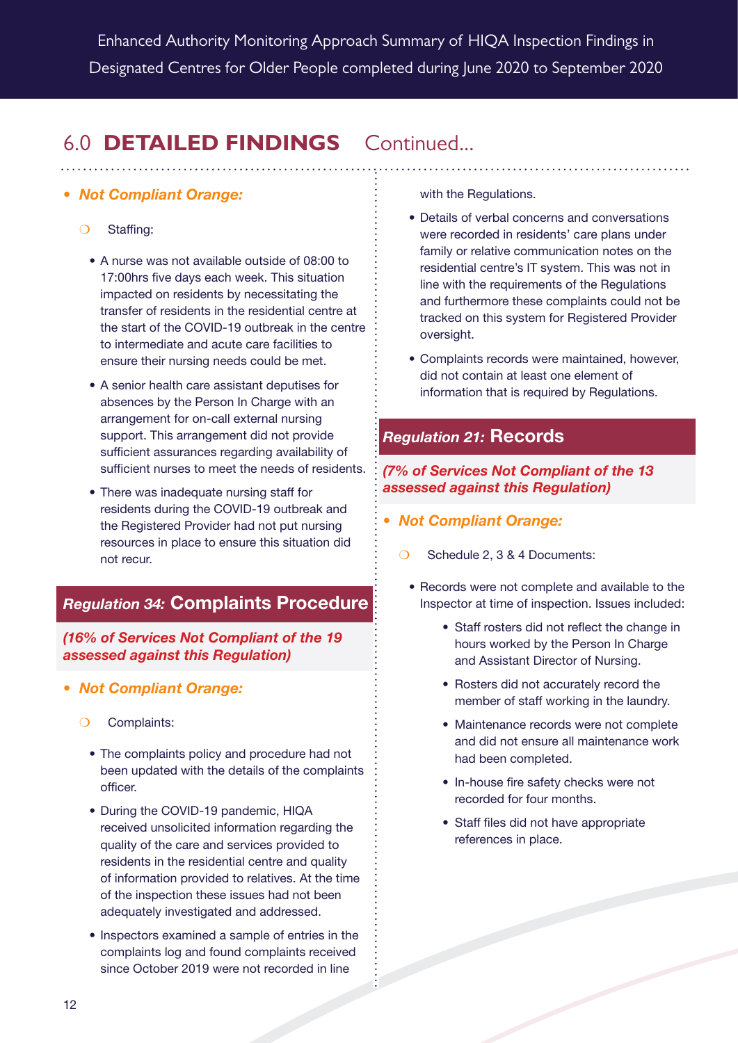## 6.0 DETAILED FINDINGS Continued...

- ***Not Compliant Orange:***
  - Staffing:
    - A nurse was not available outside of 08:00 to 17:00hrs five days each week. This situation impacted on residents by necessitating the transfer of residents in the residential centre at the start of the COVID-19 outbreak in the centre to intermediate and acute care facilities to ensure their nursing needs could be met.
    - A senior health care assistant deputises for absences by the Person In Charge with an arrangement for on-call external nursing support. This arrangement did not provide sufficient assurances regarding availability of sufficient nurses to meet the needs of residents.
    - There was inadequate nursing staff for residents during the COVID-19 outbreak and the Registered Provider had not put nursing resources in place to ensure this situation did not recur.

### *Regulation 34:* Complaints Procedure

***(16% of Services Not Compliant of the 19 assessed against this Regulation)***

- ***Not Compliant Orange:***
  - Complaints:
    - The complaints policy and procedure had not been updated with the details of the complaints officer.
    - During the COVID-19 pandemic, HIQA received unsolicited information regarding the quality of the care and services provided to residents in the residential centre and quality of information provided to relatives. At the time of the inspection these issues had not been adequately investigated and addressed.
    - Inspectors examined a sample of entries in the complaints log and found complaints received since October 2019 were not recorded in line with the Regulations.
    - Details of verbal concerns and conversations were recorded in residents' care plans under family or relative communication notes on the residential centre's IT system. This was not in line with the requirements of the Regulations and furthermore these complaints could not be tracked on this system for Registered Provider oversight.
    - Complaints records were maintained, however, did not contain at least one element of information that is required by Regulations.

### *Regulation 21:* Records

***(7% of Services Not Compliant of the 13 assessed against this Regulation)***

- ***Not Compliant Orange:***
  - Schedule 2, 3 & 4 Documents:
    - Records were not complete and available to the Inspector at time of inspection. Issues included:
      - Staff rosters did not reflect the change in hours worked by the Person In Charge and Assistant Director of Nursing.
      - Rosters did not accurately record the member of staff working in the laundry.
      - Maintenance records were not complete and did not ensure all maintenance work had been completed.
      - In-house fire safety checks were not recorded for four months.
      - Staff files did not have appropriate references in place.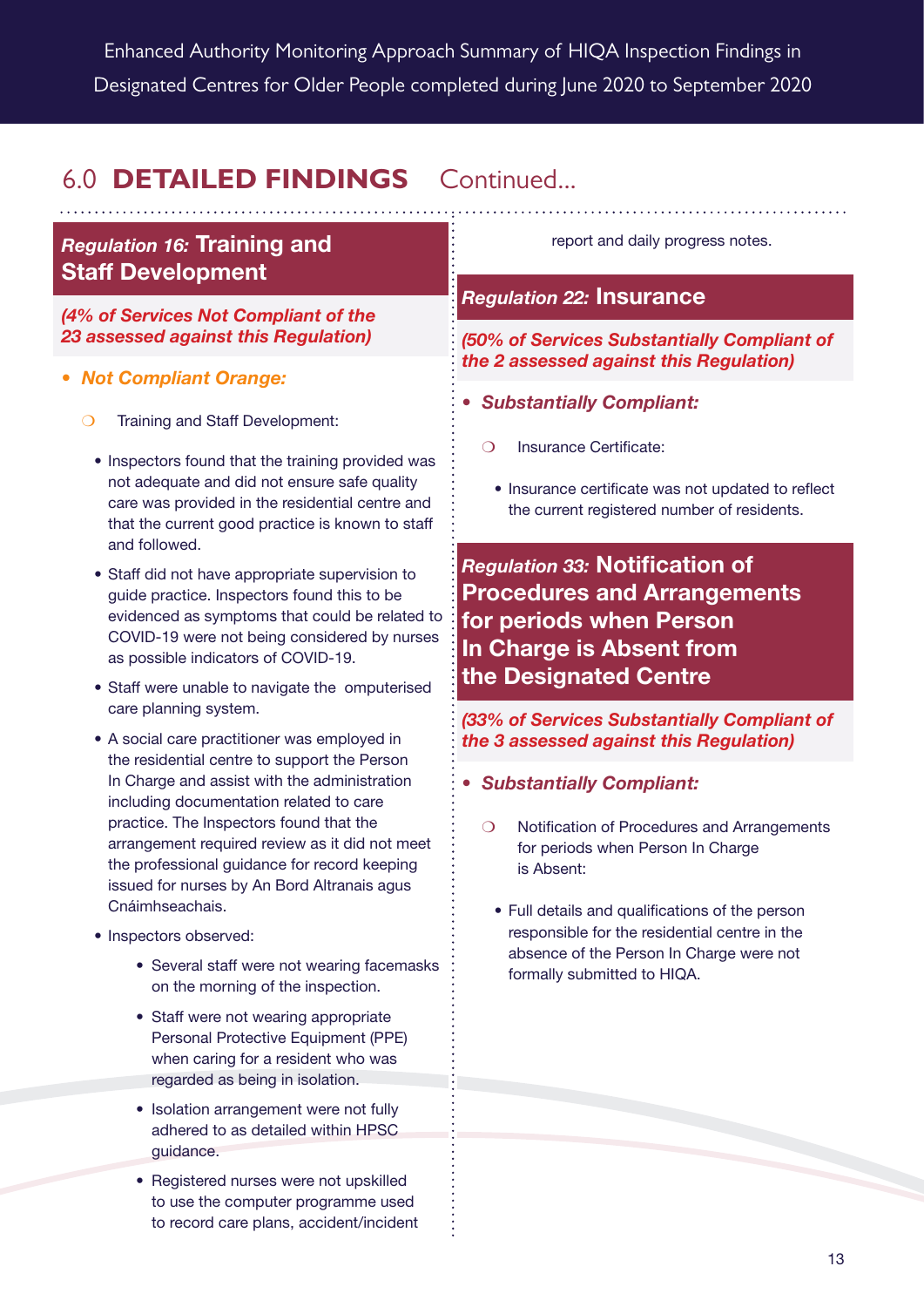## 6.0 DETAILED FINDINGS Continued...

### *Regulation 16:* Training and Staff Development

***(4% of Services Not Compliant of the 23 assessed against this Regulation)***

- ***Not Compliant Orange:***
  - Training and Staff Development:
    - Inspectors found that the training provided was not adequate and did not ensure safe quality care was provided in the residential centre and that the current good practice is known to staff and followed.
    - Staff did not have appropriate supervision to guide practice. Inspectors found this to be evidenced as symptoms that could be related to COVID-19 were not being considered by nurses as possible indicators of COVID-19.
    - Staff were unable to navigate the omputerised care planning system.
    - A social care practitioner was employed in the residential centre to support the Person In Charge and assist with the administration including documentation related to care practice. The Inspectors found that the arrangement required review as it did not meet the professional guidance for record keeping issued for nurses by An Bord Altranais agus Cnáimhseachais.
    - Inspectors observed:
      - Several staff were not wearing facemasks on the morning of the inspection.
      - Staff were not wearing appropriate Personal Protective Equipment (PPE) when caring for a resident who was regarded as being in isolation.
      - Isolation arrangement were not fully adhered to as detailed within HPSC guidance.
      - Registered nurses were not upskilled to use the computer programme used to record care plans, accident/incident report and daily progress notes.

### *Regulation 22:* Insurance

***(50% of Services Substantially Compliant of the 2 assessed against this Regulation)***

- ***Substantially Compliant:***
  - Insurance Certificate:
    - Insurance certificate was not updated to reflect the current registered number of residents.

### *Regulation 33:* Notification of Procedures and Arrangements for periods when Person In Charge is Absent from the Designated Centre

***(33% of Services Substantially Compliant of the 3 assessed against this Regulation)***

- ***Substantially Compliant:***
  - Notification of Procedures and Arrangements for periods when Person In Charge is Absent:
    - Full details and qualifications of the person responsible for the residential centre in the absence of the Person In Charge were not formally submitted to HIQA.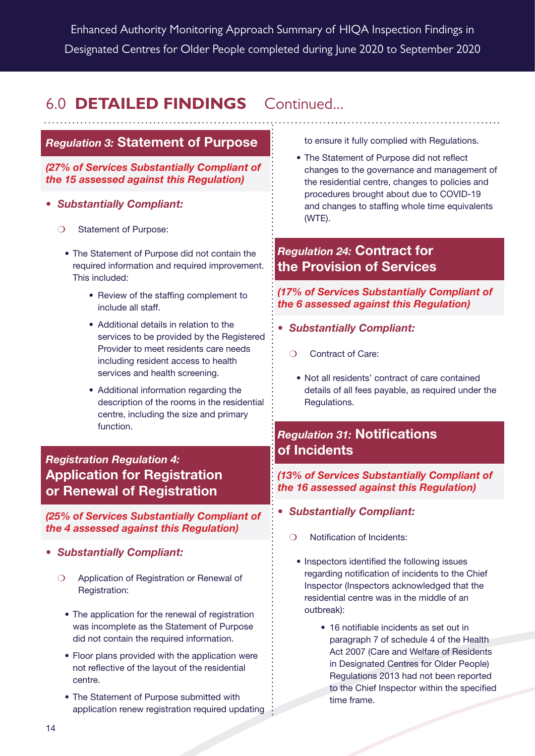## 6.0 DETAILED FINDINGS Continued...

### *Regulation 3:* Statement of Purpose

***(27% of Services Substantially Compliant of the 15 assessed against this Regulation)***

- ***Substantially Compliant:***
  - Statement of Purpose:
    - The Statement of Purpose did not contain the required information and required improvement. This included:
      - Review of the staffing complement to include all staff.
      - Additional details in relation to the services to be provided by the Registered Provider to meet residents care needs including resident access to health services and health screening.
      - Additional information regarding the description of the rooms in the residential centre, including the size and primary function.

### *Registration Regulation 4:* Application for Registration or Renewal of Registration

***(25% of Services Substantially Compliant of the 4 assessed against this Regulation)***

- ***Substantially Compliant:***
  - Application of Registration or Renewal of Registration:
    - The application for the renewal of registration was incomplete as the Statement of Purpose did not contain the required information.
    - Floor plans provided with the application were not reflective of the layout of the residential centre.
    - The Statement of Purpose submitted with application renew registration required updating to ensure it fully complied with Regulations.
    - The Statement of Purpose did not reflect changes to the governance and management of the residential centre, changes to policies and procedures brought about due to COVID-19 and changes to staffing whole time equivalents (WTE).

### *Regulation 24:* Contract for the Provision of Services

***(17% of Services Substantially Compliant of the 6 assessed against this Regulation)***

- ***Substantially Compliant:***
  - Contract of Care:
    - Not all residents' contract of care contained details of all fees payable, as required under the Regulations.

### *Regulation 31:* Notifications of Incidents

***(13% of Services Substantially Compliant of the 16 assessed against this Regulation)***

- ***Substantially Compliant:***
  - Notification of Incidents:
    - Inspectors identified the following issues regarding notification of incidents to the Chief Inspector (Inspectors acknowledged that the residential centre was in the middle of an outbreak):
      - 16 notifiable incidents as set out in paragraph 7 of schedule 4 of the Health Act 2007 (Care and Welfare of Residents in Designated Centres for Older People) Regulations 2013 had not been reported to the Chief Inspector within the specified time frame.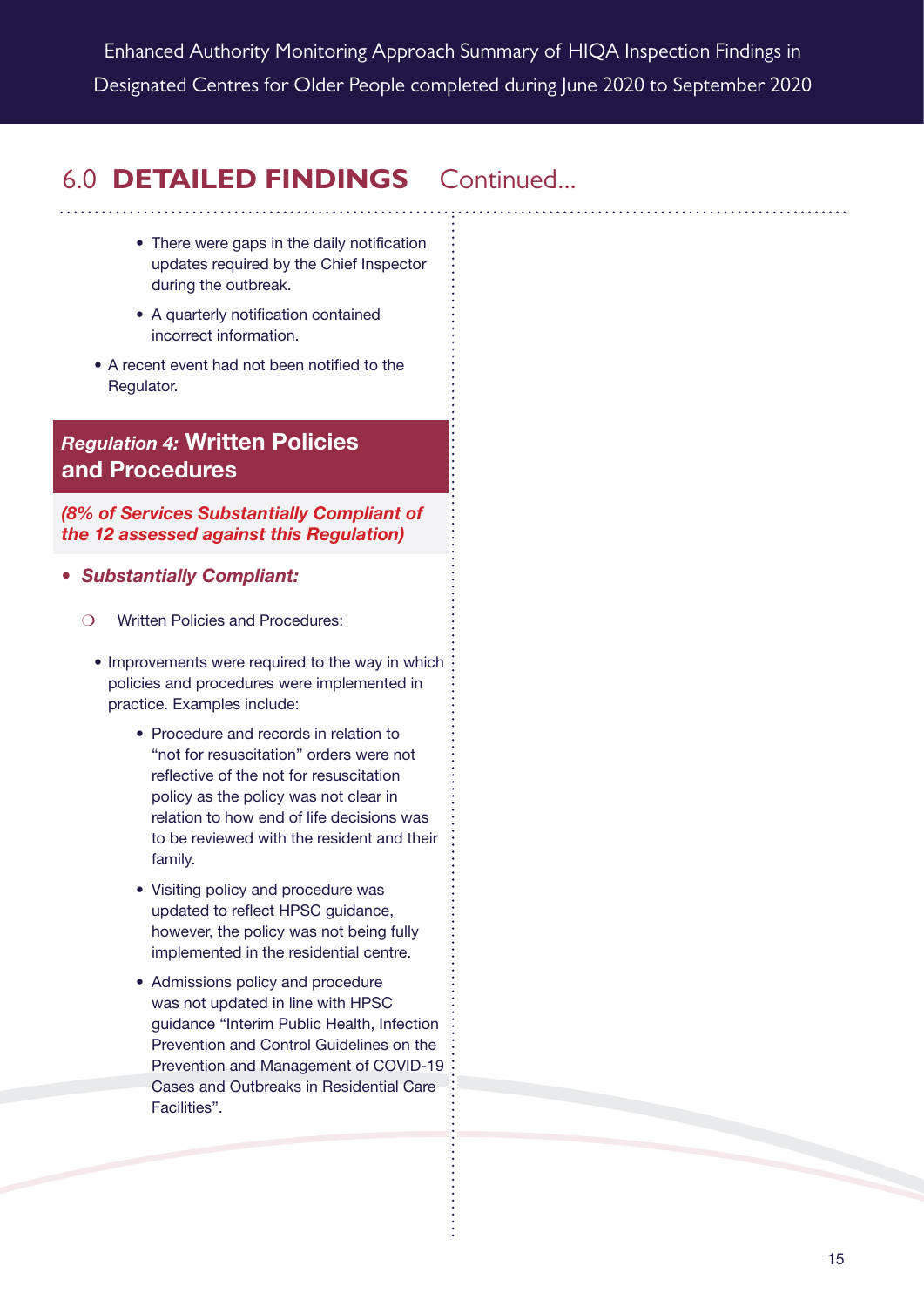## 6.0 DETAILED FINDINGS Continued...

    - There were gaps in the daily notification updates required by the Chief Inspector during the outbreak.
    - A quarterly notification contained incorrect information.
- A recent event had not been notified to the Regulator.

### *Regulation 4:* Written Policies and Procedures

***(8% of Services Substantially Compliant of the 12 assessed against this Regulation)***

- ***Substantially Compliant:***
  - Written Policies and Procedures:
    - Improvements were required to the way in which policies and procedures were implemented in practice. Examples include:
      - Procedure and records in relation to "not for resuscitation" orders were not reflective of the not for resuscitation policy as the policy was not clear in relation to how end of life decisions was to be reviewed with the resident and their family.
      - Visiting policy and procedure was updated to reflect HPSC guidance, however, the policy was not being fully implemented in the residential centre.
      - Admissions policy and procedure was not updated in line with HPSC guidance "Interim Public Health, Infection Prevention and Control Guidelines on the Prevention and Management of COVID-19 Cases and Outbreaks in Residential Care Facilities".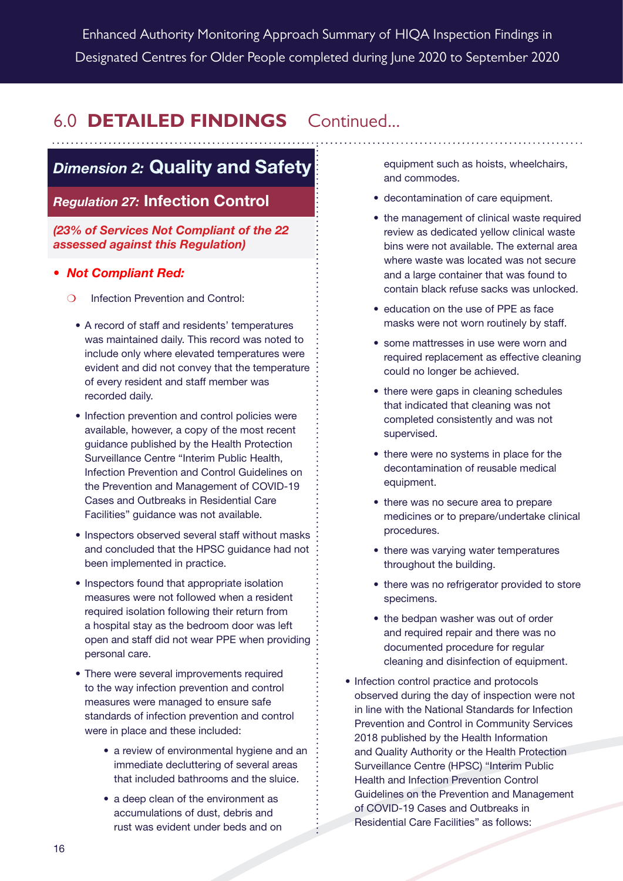## 6.0 DETAILED FINDINGS Continued...

### *Dimension 2:* Quality and Safety

#### *Regulation 27:* Infection Control

***(23% of Services Not Compliant of the 22 assessed against this Regulation)***

- ***Not Compliant Red:***
  - Infection Prevention and Control:
    - A record of staff and residents' temperatures was maintained daily. This record was noted to include only where elevated temperatures were evident and did not convey that the temperature of every resident and staff member was recorded daily.
    - Infection prevention and control policies were available, however, a copy of the most recent guidance published by the Health Protection Surveillance Centre "Interim Public Health, Infection Prevention and Control Guidelines on the Prevention and Management of COVID-19 Cases and Outbreaks in Residential Care Facilities" guidance was not available.
    - Inspectors observed several staff without masks and concluded that the HPSC guidance had not been implemented in practice.
    - Inspectors found that appropriate isolation measures were not followed when a resident required isolation following their return from a hospital stay as the bedroom door was left open and staff did not wear PPE when providing personal care.
    - There were several improvements required to the way infection prevention and control measures were managed to ensure safe standards of infection prevention and control were in place and these included:
      - a review of environmental hygiene and an immediate decluttering of several areas that included bathrooms and the sluice.
      - a deep clean of the environment as accumulations of dust, debris and rust was evident under beds and on equipment such as hoists, wheelchairs, and commodes.
      - decontamination of care equipment.
      - the management of clinical waste required review as dedicated yellow clinical waste bins were not available. The external area where waste was located was not secure and a large container that was found to contain black refuse sacks was unlocked.
      - education on the use of PPE as face masks were not worn routinely by staff.
      - some mattresses in use were worn and required replacement as effective cleaning could no longer be achieved.
      - there were gaps in cleaning schedules that indicated that cleaning was not completed consistently and was not supervised.
      - there were no systems in place for the decontamination of reusable medical equipment.
      - there was no secure area to prepare medicines or to prepare/undertake clinical procedures.
      - there was varying water temperatures throughout the building.
      - there was no refrigerator provided to store specimens.
      - the bedpan washer was out of order and required repair and there was no documented procedure for regular cleaning and disinfection of equipment.
    - Infection control practice and protocols observed during the day of inspection were not in line with the National Standards for Infection Prevention and Control in Community Services 2018 published by the Health Information and Quality Authority or the Health Protection Surveillance Centre (HPSC) "Interim Public Health and Infection Prevention Control Guidelines on the Prevention and Management of COVID-19 Cases and Outbreaks in Residential Care Facilities" as follows: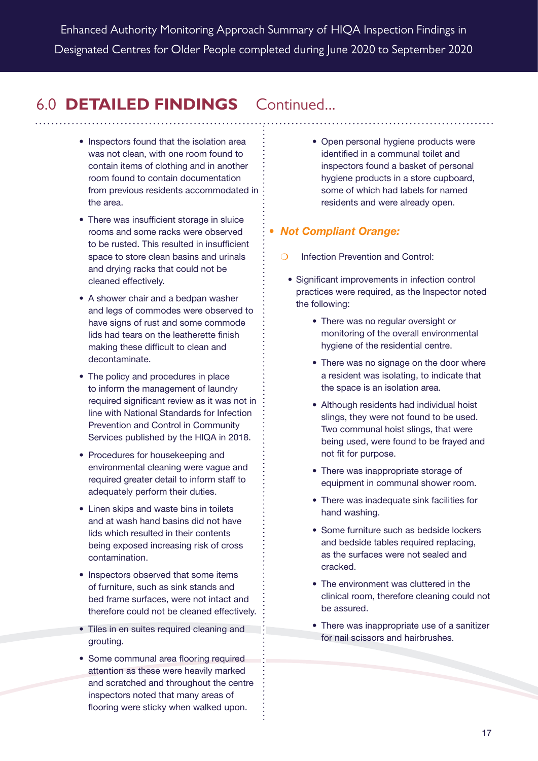## 6.0 **DETAILED FINDINGS** Continued...

- Inspectors found that the isolation area was not clean, with one room found to contain items of clothing and in another room found to contain documentation from previous residents accommodated in the area.
- There was insufficient storage in sluice rooms and some racks were observed to be rusted. This resulted in insufficient space to store clean basins and urinals and drying racks that could not be cleaned effectively.
- A shower chair and a bedpan washer and legs of commodes were observed to have signs of rust and some commode lids had tears on the leatherette finish making these difficult to clean and decontaminate.
- The policy and procedures in place to inform the management of laundry required significant review as it was not in line with National Standards for Infection Prevention and Control in Community Services published by the HIQA in 2018.
- Procedures for housekeeping and environmental cleaning were vague and required greater detail to inform staff to adequately perform their duties.
- Linen skips and waste bins in toilets and at wash hand basins did not have lids which resulted in their contents being exposed increasing risk of cross contamination.
- Inspectors observed that some items of furniture, such as sink stands and bed frame surfaces, were not intact and therefore could not be cleaned effectively.
- Tiles in en suites required cleaning and grouting.
- Some communal area flooring required attention as these were heavily marked and scratched and throughout the centre inspectors noted that many areas of flooring were sticky when walked upon.
- Open personal hygiene products were identified in a communal toilet and inspectors found a basket of personal hygiene products in a store cupboard, some of which had labels for named residents and were already open.

- ***Not Compliant Orange:***
  - Infection Prevention and Control:
    - Significant improvements in infection control practices were required, as the Inspector noted the following:
      - There was no regular oversight or monitoring of the overall environmental hygiene of the residential centre.
      - There was no signage on the door where a resident was isolating, to indicate that the space is an isolation area.
      - Although residents had individual hoist slings, they were not found to be used. Two communal hoist slings, that were being used, were found to be frayed and not fit for purpose.
      - There was inappropriate storage of equipment in communal shower room.
      - There was inadequate sink facilities for hand washing.
      - Some furniture such as bedside lockers and bedside tables required replacing, as the surfaces were not sealed and cracked.
      - The environment was cluttered in the clinical room, therefore cleaning could not be assured.
      - There was inappropriate use of a sanitizer for nail scissors and hairbrushes.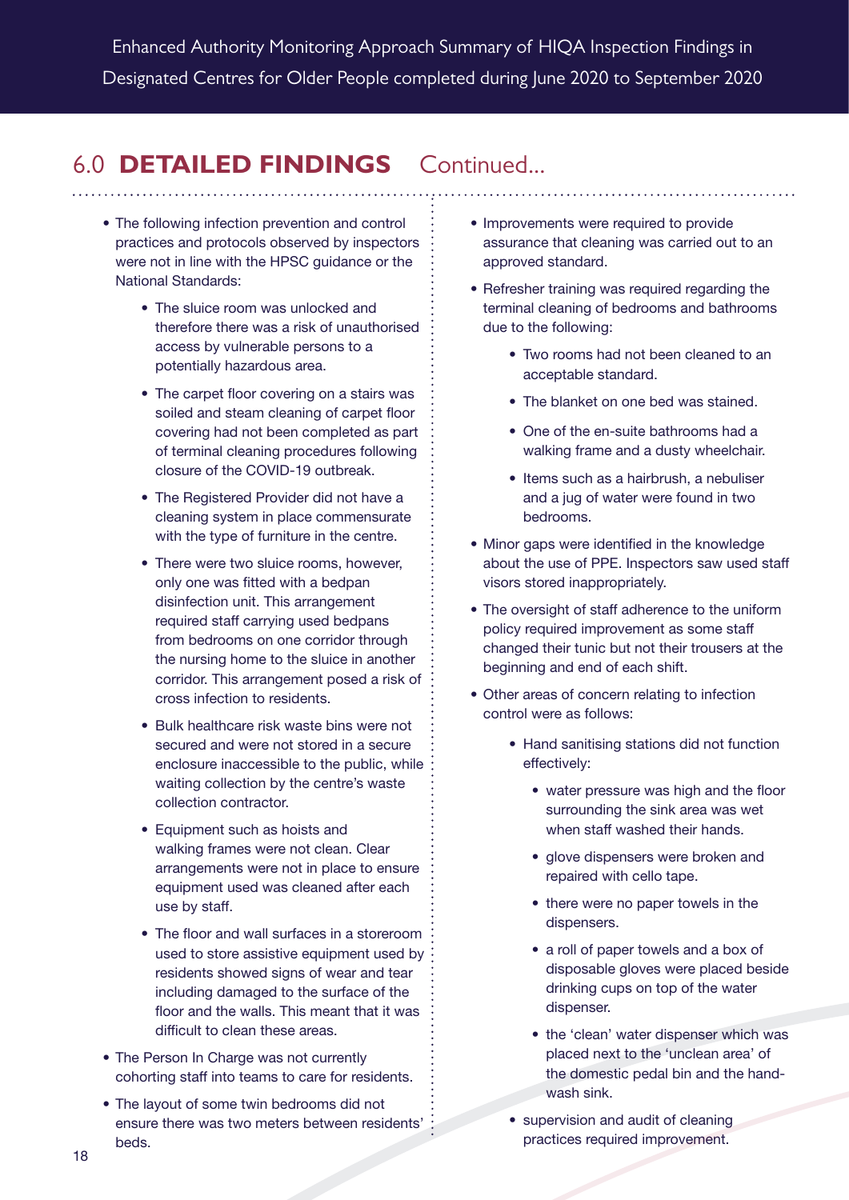## 6.0 DETAILED FINDINGS Continued...

- The following infection prevention and control practices and protocols observed by inspectors were not in line with the HPSC guidance or the National Standards:
    - The sluice room was unlocked and therefore there was a risk of unauthorised access by vulnerable persons to a potentially hazardous area.
    - The carpet floor covering on a stairs was soiled and steam cleaning of carpet floor covering had not been completed as part of terminal cleaning procedures following closure of the COVID-19 outbreak.
    - The Registered Provider did not have a cleaning system in place commensurate with the type of furniture in the centre.
    - There were two sluice rooms, however, only one was fitted with a bedpan disinfection unit. This arrangement required staff carrying used bedpans from bedrooms on one corridor through the nursing home to the sluice in another corridor. This arrangement posed a risk of cross infection to residents.
    - Bulk healthcare risk waste bins were not secured and were not stored in a secure enclosure inaccessible to the public, while waiting collection by the centre's waste collection contractor.
    - Equipment such as hoists and walking frames were not clean. Clear arrangements were not in place to ensure equipment used was cleaned after each use by staff.
    - The floor and wall surfaces in a storeroom used to store assistive equipment used by residents showed signs of wear and tear including damaged to the surface of the floor and the walls. This meant that it was difficult to clean these areas.
- The Person In Charge was not currently cohorting staff into teams to care for residents.
- The layout of some twin bedrooms did not ensure there was two meters between residents' beds.
- Improvements were required to provide assurance that cleaning was carried out to an approved standard.
- Refresher training was required regarding the terminal cleaning of bedrooms and bathrooms due to the following:
    - Two rooms had not been cleaned to an acceptable standard.
    - The blanket on one bed was stained.
    - One of the en-suite bathrooms had a walking frame and a dusty wheelchair.
    - Items such as a hairbrush, a nebuliser and a jug of water were found in two bedrooms.
- Minor gaps were identified in the knowledge about the use of PPE. Inspectors saw used staff visors stored inappropriately.
- The oversight of staff adherence to the uniform policy required improvement as some staff changed their tunic but not their trousers at the beginning and end of each shift.
- Other areas of concern relating to infection control were as follows:
    - Hand sanitising stations did not function effectively:
        - water pressure was high and the floor surrounding the sink area was wet when staff washed their hands.
        - glove dispensers were broken and repaired with cello tape.
        - there were no paper towels in the dispensers.
        - a roll of paper towels and a box of disposable gloves were placed beside drinking cups on top of the water dispenser.
        - the 'clean' water dispenser which was placed next to the 'unclean area' of the domestic pedal bin and the hand-wash sink.
    - supervision and audit of cleaning practices required improvement.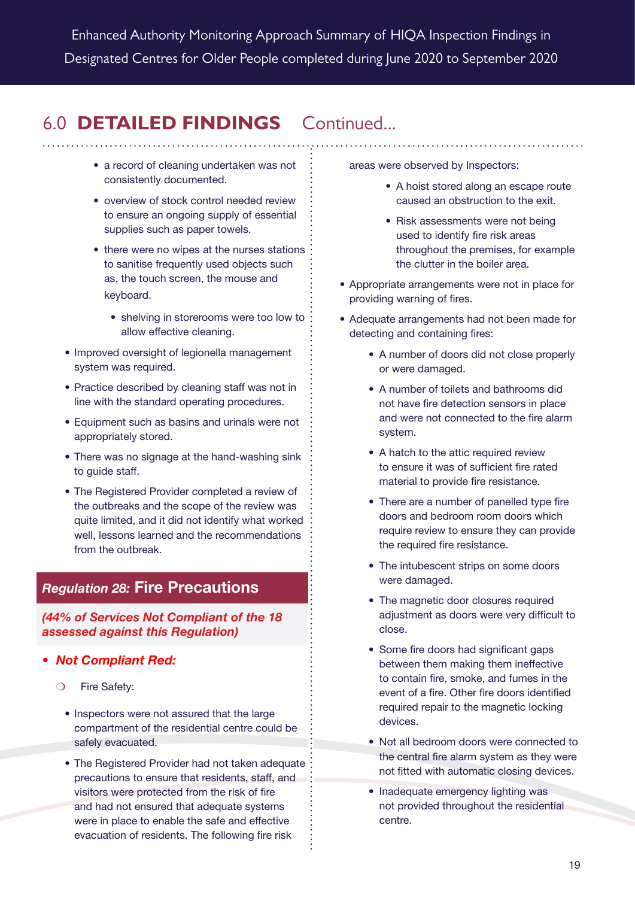## 6.0 DETAILED FINDINGS Continued...

- a record of cleaning undertaken was not consistently documented.
- overview of stock control needed review to ensure an ongoing supply of essential supplies such as paper towels.
- there were no wipes at the nurses stations to sanitise frequently used objects such as, the touch screen, the mouse and keyboard.
- shelving in storerooms were too low to allow effective cleaning.

- Improved oversight of legionella management system was required.
- Practice described by cleaning staff was not in line with the standard operating procedures.
- Equipment such as basins and urinals were not appropriately stored.
- There was no signage at the hand-washing sink to guide staff.
- The Registered Provider completed a review of the outbreaks and the scope of the review was quite limited, and it did not identify what worked well, lessons learned and the recommendations from the outbreak.

### *Regulation 28:* Fire Precautions

***(44% of Services Not Compliant of the 18 assessed against this Regulation)***

- ***Not Compliant Red:***
  - Fire Safety:
    - Inspectors were not assured that the large compartment of the residential centre could be safely evacuated.
    - The Registered Provider had not taken adequate precautions to ensure that residents, staff, and visitors were protected from the risk of fire and had not ensured that adequate systems were in place to enable the safe and effective evacuation of residents. The following fire risk areas were observed by Inspectors:
      - A hoist stored along an escape route caused an obstruction to the exit.
      - Risk assessments were not being used to identify fire risk areas throughout the premises, for example the clutter in the boiler area.
    - Appropriate arrangements were not in place for providing warning of fires.
    - Adequate arrangements had not been made for detecting and containing fires:
      - A number of doors did not close properly or were damaged.
      - A number of toilets and bathrooms did not have fire detection sensors in place and were not connected to the fire alarm system.
      - A hatch to the attic required review to ensure it was of sufficient fire rated material to provide fire resistance.
      - There are a number of panelled type fire doors and bedroom room doors which require review to ensure they can provide the required fire resistance.
      - The intubescent strips on some doors were damaged.
      - The magnetic door closures required adjustment as doors were very difficult to close.
      - Some fire doors had significant gaps between them making them ineffective to contain fire, smoke, and fumes in the event of a fire. Other fire doors identified required repair to the magnetic locking devices.
      - Not all bedroom doors were connected to the central fire alarm system as they were not fitted with automatic closing devices.
      - Inadequate emergency lighting was not provided throughout the residential centre.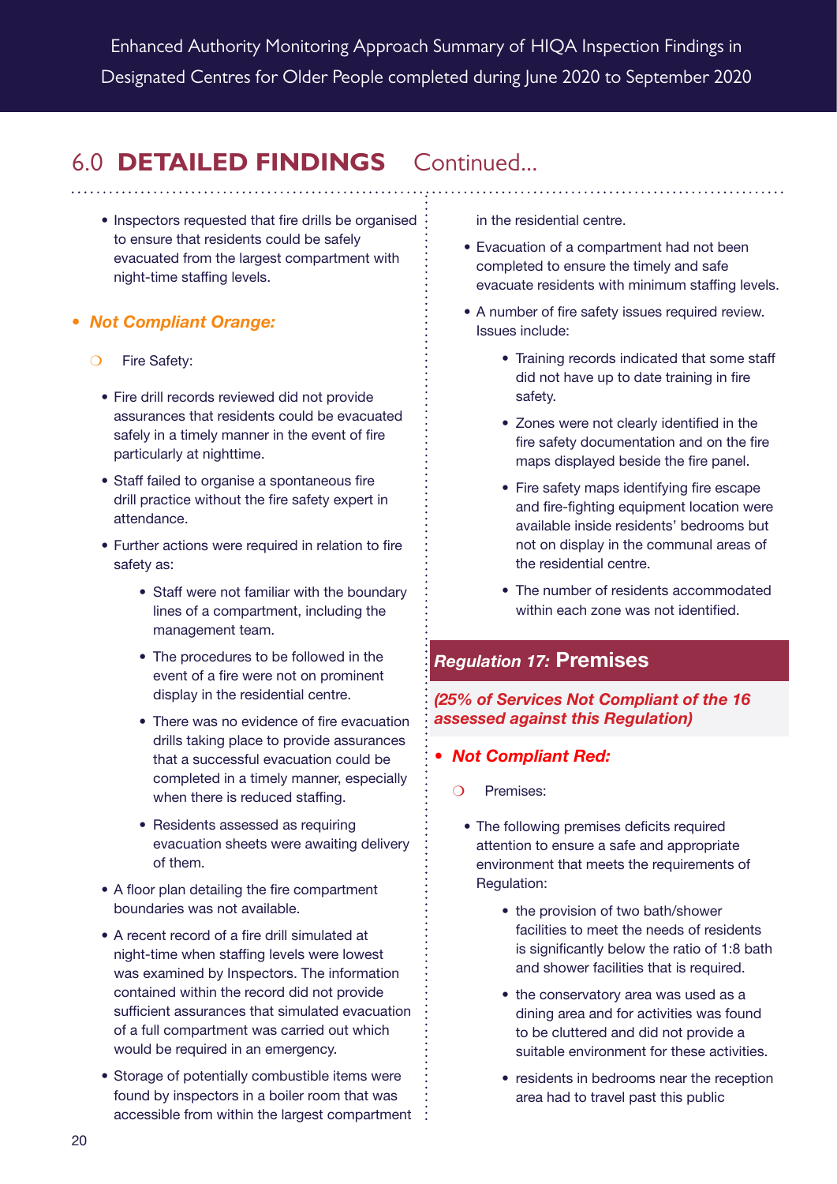## 6.0 DETAILED FINDINGS Continued...

- Inspectors requested that fire drills be organised to ensure that residents could be safely evacuated from the largest compartment with night-time staffing levels.

- ***Not Compliant Orange:***

  - Fire Safety:

  - Fire drill records reviewed did not provide assurances that residents could be evacuated safely in a timely manner in the event of fire particularly at nighttime.
  - Staff failed to organise a spontaneous fire drill practice without the fire safety expert in attendance.
  - Further actions were required in relation to fire safety as:
    - Staff were not familiar with the boundary lines of a compartment, including the management team.
    - The procedures to be followed in the event of a fire were not on prominent display in the residential centre.
    - There was no evidence of fire evacuation drills taking place to provide assurances that a successful evacuation could be completed in a timely manner, especially when there is reduced staffing.
    - Residents assessed as requiring evacuation sheets were awaiting delivery of them.
  - A floor plan detailing the fire compartment boundaries was not available.
  - A recent record of a fire drill simulated at night-time when staffing levels were lowest was examined by Inspectors. The information contained within the record did not provide sufficient assurances that simulated evacuation of a full compartment was carried out which would be required in an emergency.
  - Storage of potentially combustible items were found by inspectors in a boiler room that was accessible from within the largest compartment in the residential centre.
  - Evacuation of a compartment had not been completed to ensure the timely and safe evacuate residents with minimum staffing levels.
  - A number of fire safety issues required review. Issues include:
    - Training records indicated that some staff did not have up to date training in fire safety.
    - Zones were not clearly identified in the fire safety documentation and on the fire maps displayed beside the fire panel.
    - Fire safety maps identifying fire escape and fire-fighting equipment location were available inside residents' bedrooms but not on display in the communal areas of the residential centre.
    - The number of residents accommodated within each zone was not identified.

### *Regulation 17:* Premises

***(25% of Services Not Compliant of the 16 assessed against this Regulation)***

- ***Not Compliant Red:***

  - Premises:

  - The following premises deficits required attention to ensure a safe and appropriate environment that meets the requirements of Regulation:
    - the provision of two bath/shower facilities to meet the needs of residents is significantly below the ratio of 1:8 bath and shower facilities that is required.
    - the conservatory area was used as a dining area and for activities was found to be cluttered and did not provide a suitable environment for these activities.
    - residents in bedrooms near the reception area had to travel past this public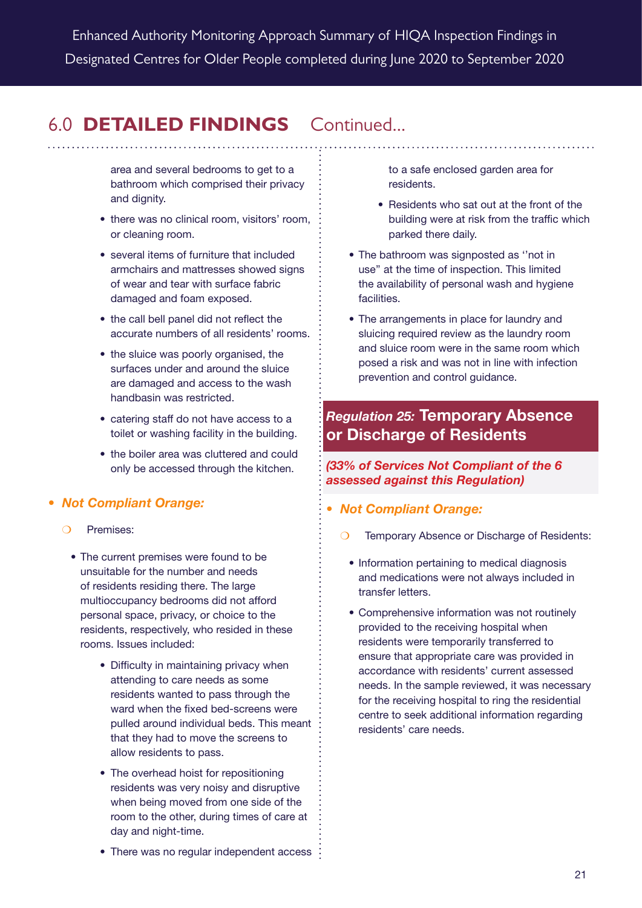## 6.0 **DETAILED FINDINGS** Continued...

area and several bedrooms to get to a bathroom which comprised their privacy and dignity.

- there was no clinical room, visitors' room, or cleaning room.
- several items of furniture that included armchairs and mattresses showed signs of wear and tear with surface fabric damaged and foam exposed.
- the call bell panel did not reflect the accurate numbers of all residents' rooms.
- the sluice was poorly organised, the surfaces under and around the sluice are damaged and access to the wash handbasin was restricted.
- catering staff do not have access to a toilet or washing facility in the building.
- the boiler area was cluttered and could only be accessed through the kitchen.

- ***Not Compliant Orange:***
  - Premises:
    - The current premises were found to be unsuitable for the number and needs of residents residing there. The large multioccupancy bedrooms did not afford personal space, privacy, or choice to the residents, respectively, who resided in these rooms. Issues included:
      - Difficulty in maintaining privacy when attending to care needs as some residents wanted to pass through the ward when the fixed bed-screens were pulled around individual beds. This meant that they had to move the screens to allow residents to pass.
      - The overhead hoist for repositioning residents was very noisy and disruptive when being moved from one side of the room to the other, during times of care at day and night-time.
      - There was no regular independent access to a safe enclosed garden area for residents.
      - Residents who sat out at the front of the building were at risk from the traffic which parked there daily.
    - The bathroom was signposted as "not in use" at the time of inspection. This limited the availability of personal wash and hygiene facilities.
    - The arrangements in place for laundry and sluicing required review as the laundry room and sluice room were in the same room which posed a risk and was not in line with infection prevention and control guidance.

### *Regulation 25:* Temporary Absence or Discharge of Residents

***(33% of Services Not Compliant of the 6 assessed against this Regulation)***

- ***Not Compliant Orange:***
  - Temporary Absence or Discharge of Residents:
    - Information pertaining to medical diagnosis and medications were not always included in transfer letters.
    - Comprehensive information was not routinely provided to the receiving hospital when residents were temporarily transferred to ensure that appropriate care was provided in accordance with residents' current assessed needs. In the sample reviewed, it was necessary for the receiving hospital to ring the residential centre to seek additional information regarding residents' care needs.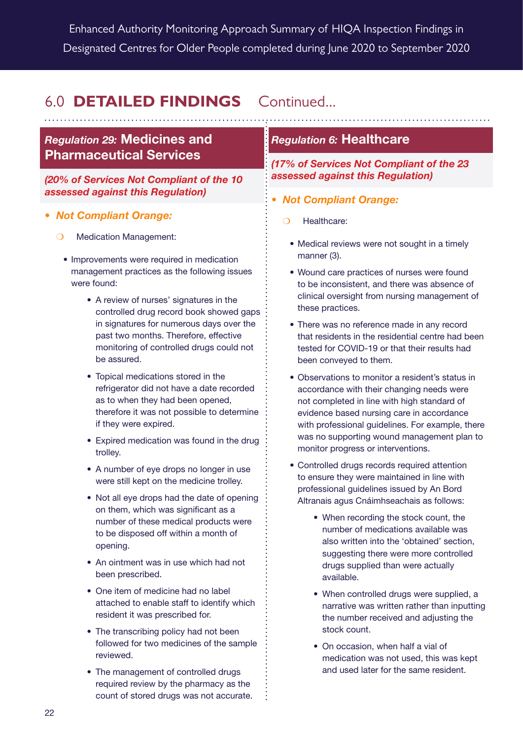## 6.0 DETAILED FINDINGS Continued...

### *Regulation 29:* Medicines and Pharmaceutical Services

***(20% of Services Not Compliant of the 10 assessed against this Regulation)***

- ***Not Compliant Orange:***
  - Medication Management:
    - Improvements were required in medication management practices as the following issues were found:
      - A review of nurses' signatures in the controlled drug record book showed gaps in signatures for numerous days over the past two months. Therefore, effective monitoring of controlled drugs could not be assured.
      - Topical medications stored in the refrigerator did not have a date recorded as to when they had been opened, therefore it was not possible to determine if they were expired.
      - Expired medication was found in the drug trolley.
      - A number of eye drops no longer in use were still kept on the medicine trolley.
      - Not all eye drops had the date of opening on them, which was significant as a number of these medical products were to be disposed off within a month of opening.
      - An ointment was in use which had not been prescribed.
      - One item of medicine had no label attached to enable staff to identify which resident it was prescribed for.
      - The transcribing policy had not been followed for two medicines of the sample reviewed.
      - The management of controlled drugs required review by the pharmacy as the count of stored drugs was not accurate.

### *Regulation 6:* Healthcare

***(17% of Services Not Compliant of the 23 assessed against this Regulation)***

- ***Not Compliant Orange:***
  - Healthcare:
    - Medical reviews were not sought in a timely manner (3).
    - Wound care practices of nurses were found to be inconsistent, and there was absence of clinical oversight from nursing management of these practices.
    - There was no reference made in any record that residents in the residential centre had been tested for COVID-19 or that their results had been conveyed to them.
    - Observations to monitor a resident's status in accordance with their changing needs were not completed in line with high standard of evidence based nursing care in accordance with professional guidelines. For example, there was no supporting wound management plan to monitor progress or interventions.
    - Controlled drugs records required attention to ensure they were maintained in line with professional guidelines issued by An Bord Altranais agus Cnáimhseachais as follows:
      - When recording the stock count, the number of medications available was also written into the 'obtained' section, suggesting there were more controlled drugs supplied than were actually available.
      - When controlled drugs were supplied, a narrative was written rather than inputting the number received and adjusting the stock count.
      - On occasion, when half a vial of medication was not used, this was kept and used later for the same resident.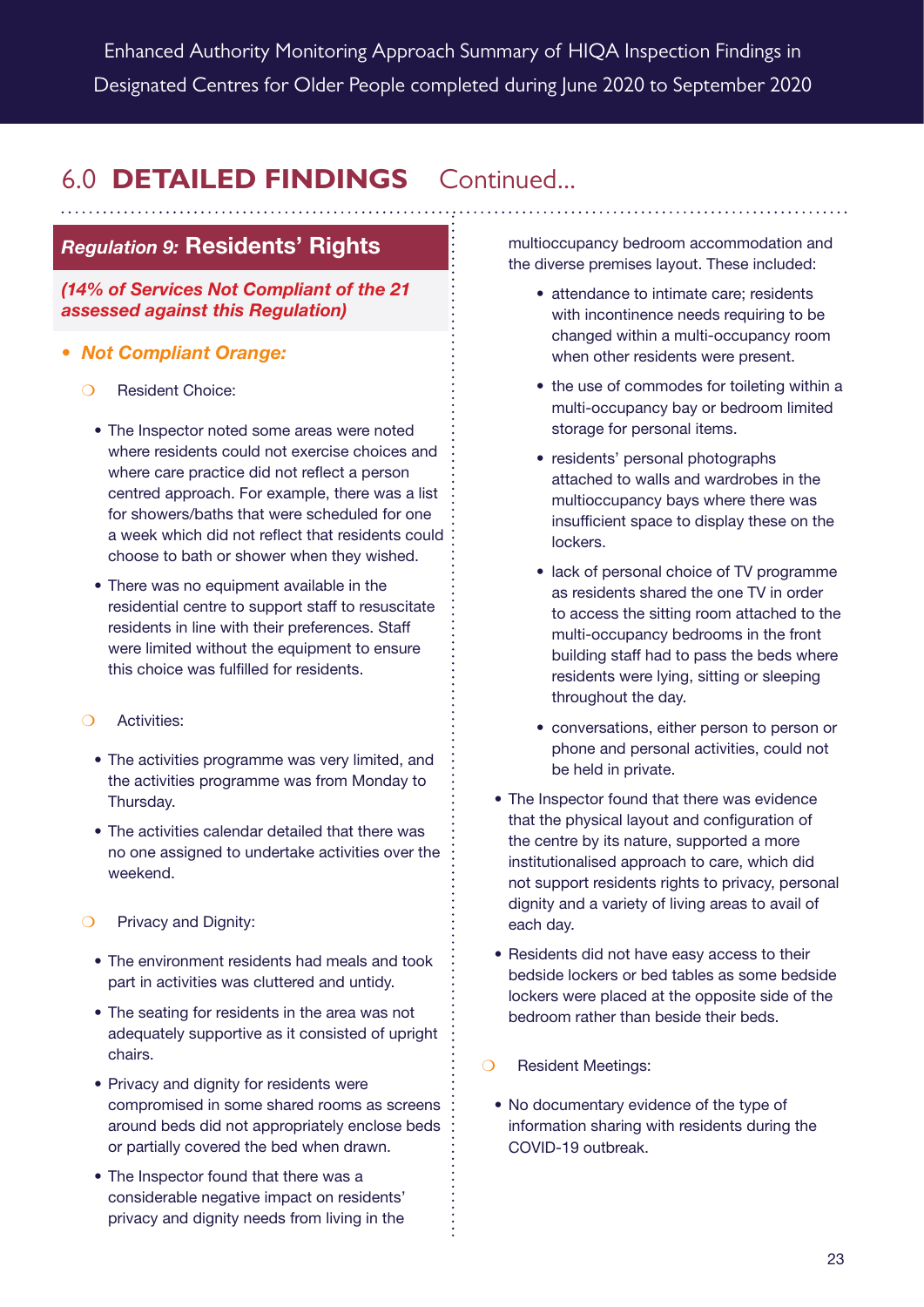## 6.0 DETAILED FINDINGS Continued...

### *Regulation 9:* Residents' Rights

***(14% of Services Not Compliant of the 21 assessed against this Regulation)***

- ***Not Compliant Orange:***
  - Resident Choice:
    - The Inspector noted some areas were noted where residents could not exercise choices and where care practice did not reflect a person centred approach. For example, there was a list for showers/baths that were scheduled for one a week which did not reflect that residents could choose to bath or shower when they wished.
    - There was no equipment available in the residential centre to support staff to resuscitate residents in line with their preferences. Staff were limited without the equipment to ensure this choice was fulfilled for residents.
  - Activities:
    - The activities programme was very limited, and the activities programme was from Monday to Thursday.
    - The activities calendar detailed that there was no one assigned to undertake activities over the weekend.
  - Privacy and Dignity:
    - The environment residents had meals and took part in activities was cluttered and untidy.
    - The seating for residents in the area was not adequately supportive as it consisted of upright chairs.
    - Privacy and dignity for residents were compromised in some shared rooms as screens around beds did not appropriately enclose beds or partially covered the bed when drawn.
    - The Inspector found that there was a considerable negative impact on residents' privacy and dignity needs from living in the multioccupancy bedroom accommodation and the diverse premises layout. These included:
      - attendance to intimate care; residents with incontinence needs requiring to be changed within a multi-occupancy room when other residents were present.
      - the use of commodes for toileting within a multi-occupancy bay or bedroom limited storage for personal items.
      - residents' personal photographs attached to walls and wardrobes in the multioccupancy bays where there was insufficient space to display these on the lockers.
      - lack of personal choice of TV programme as residents shared the one TV in order to access the sitting room attached to the multi-occupancy bedrooms in the front building staff had to pass the beds where residents were lying, sitting or sleeping throughout the day.
      - conversations, either person to person or phone and personal activities, could not be held in private.
    - The Inspector found that there was evidence that the physical layout and configuration of the centre by its nature, supported a more institutionalised approach to care, which did not support residents rights to privacy, personal dignity and a variety of living areas to avail of each day.
    - Residents did not have easy access to their bedside lockers or bed tables as some bedside lockers were placed at the opposite side of the bedroom rather than beside their beds.
  - Resident Meetings:
    - No documentary evidence of the type of information sharing with residents during the COVID-19 outbreak.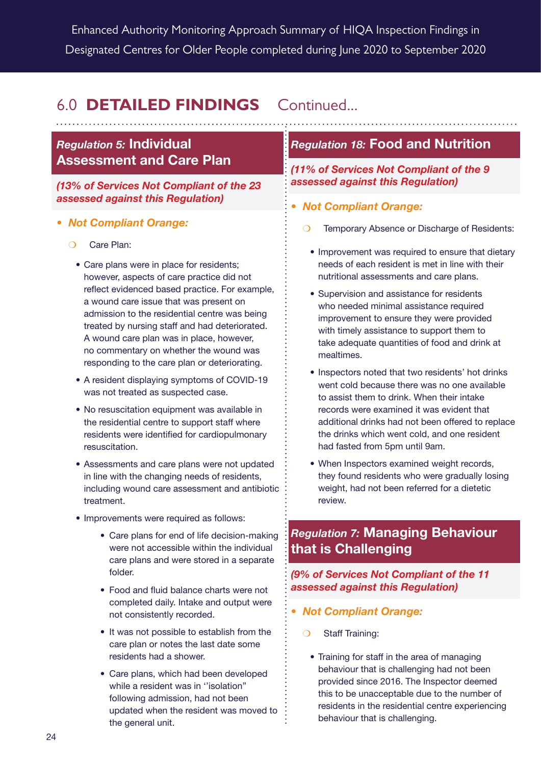## 6.0 DETAILED FINDINGS Continued...

### *Regulation 5:* Individual Assessment and Care Plan

***(13% of Services Not Compliant of the 23 assessed against this Regulation)***

- ***Not Compliant Orange:***
  - Care Plan:
    - Care plans were in place for residents; however, aspects of care practice did not reflect evidenced based practice. For example, a wound care issue that was present on admission to the residential centre was being treated by nursing staff and had deteriorated. A wound care plan was in place, however, no commentary on whether the wound was responding to the care plan or deteriorating.
    - A resident displaying symptoms of COVID-19 was not treated as suspected case.
    - No resuscitation equipment was available in the residential centre to support staff where residents were identified for cardiopulmonary resuscitation.
    - Assessments and care plans were not updated in line with the changing needs of residents, including wound care assessment and antibiotic treatment.
    - Improvements were required as follows:
      - Care plans for end of life decision-making were not accessible within the individual care plans and were stored in a separate folder.
      - Food and fluid balance charts were not completed daily. Intake and output were not consistently recorded.
      - It was not possible to establish from the care plan or notes the last date some residents had a shower.
      - Care plans, which had been developed while a resident was in ''isolation" following admission, had not been updated when the resident was moved to the general unit.

### *Regulation 18:* Food and Nutrition

***(11% of Services Not Compliant of the 9 assessed against this Regulation)***

- ***Not Compliant Orange:***
  - Temporary Absence or Discharge of Residents:
    - Improvement was required to ensure that dietary needs of each resident is met in line with their nutritional assessments and care plans.
    - Supervision and assistance for residents who needed minimal assistance required improvement to ensure they were provided with timely assistance to support them to take adequate quantities of food and drink at mealtimes.
    - Inspectors noted that two residents' hot drinks went cold because there was no one available to assist them to drink. When their intake records were examined it was evident that additional drinks had not been offered to replace the drinks which went cold, and one resident had fasted from 5pm until 9am.
    - When Inspectors examined weight records, they found residents who were gradually losing weight, had not been referred for a dietetic review.

### *Regulation 7:* Managing Behaviour that is Challenging

***(9% of Services Not Compliant of the 11 assessed against this Regulation)***

- ***Not Compliant Orange:***
  - Staff Training:
    - Training for staff in the area of managing behaviour that is challenging had not been provided since 2016. The Inspector deemed this to be unacceptable due to the number of residents in the residential centre experiencing behaviour that is challenging.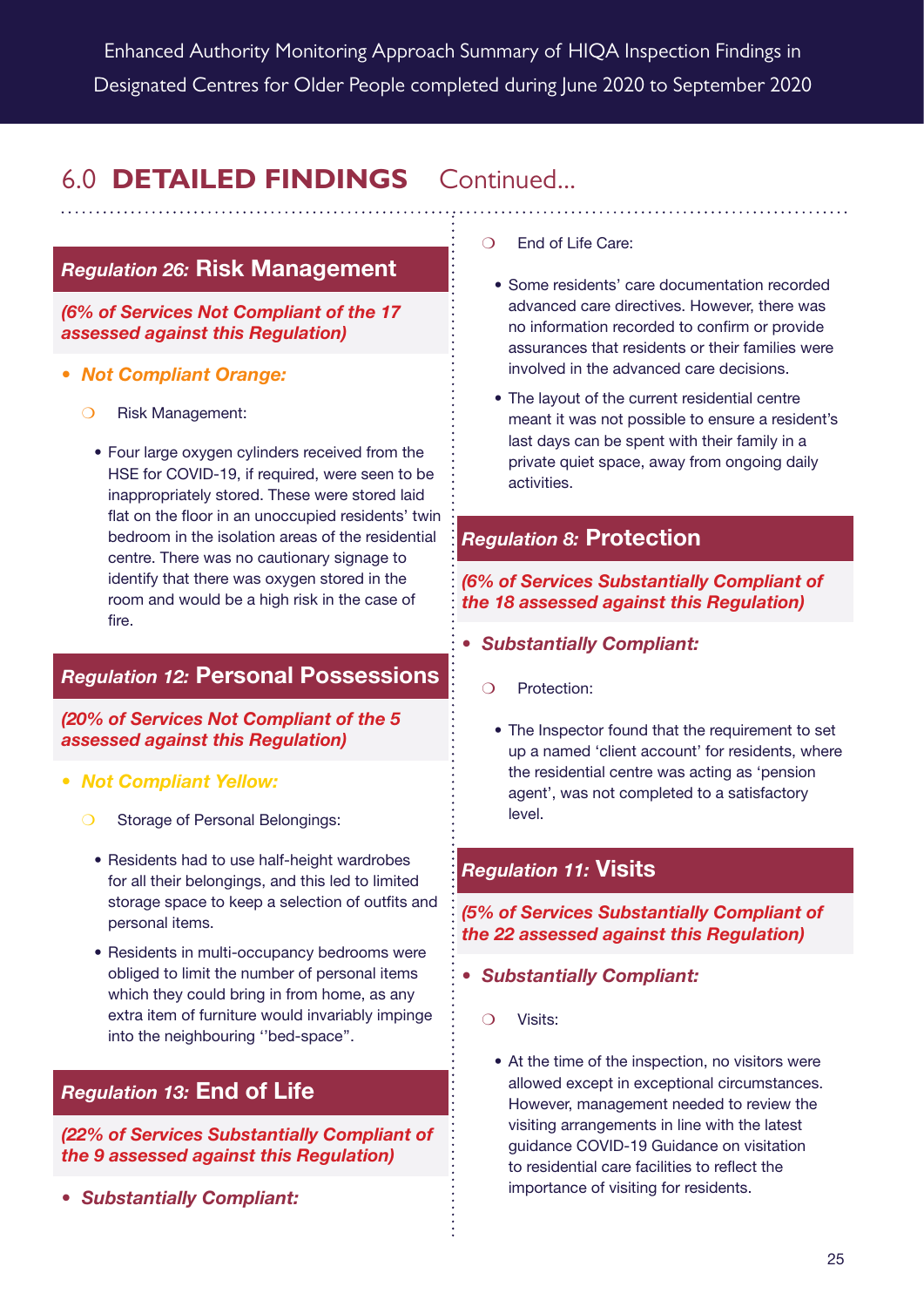## 6.0 DETAILED FINDINGS Continued...

### *Regulation 26:* Risk Management

***(6% of Services Not Compliant of the 17 assessed against this Regulation)***

- ***Not Compliant Orange:***
  - Risk Management:
    - Four large oxygen cylinders received from the HSE for COVID-19, if required, were seen to be inappropriately stored. These were stored laid flat on the floor in an unoccupied residents' twin bedroom in the isolation areas of the residential centre. There was no cautionary signage to identify that there was oxygen stored in the room and would be a high risk in the case of fire.

### *Regulation 12:* Personal Possessions

***(20% of Services Not Compliant of the 5 assessed against this Regulation)***

- ***Not Compliant Yellow:***
  - Storage of Personal Belongings:
    - Residents had to use half-height wardrobes for all their belongings, and this led to limited storage space to keep a selection of outfits and personal items.
    - Residents in multi-occupancy bedrooms were obliged to limit the number of personal items which they could bring in from home, as any extra item of furniture would invariably impinge into the neighbouring ''bed-space".

### *Regulation 13:* End of Life

***(22% of Services Substantially Compliant of the 9 assessed against this Regulation)***

- ***Substantially Compliant:***
  - End of Life Care:
    - Some residents' care documentation recorded advanced care directives. However, there was no information recorded to confirm or provide assurances that residents or their families were involved in the advanced care decisions.
    - The layout of the current residential centre meant it was not possible to ensure a resident's last days can be spent with their family in a private quiet space, away from ongoing daily activities.

### *Regulation 8:* Protection

***(6% of Services Substantially Compliant of the 18 assessed against this Regulation)***

- ***Substantially Compliant:***
  - Protection:
    - The Inspector found that the requirement to set up a named 'client account' for residents, where the residential centre was acting as 'pension agent', was not completed to a satisfactory level.

### *Regulation 11:* Visits

***(5% of Services Substantially Compliant of the 22 assessed against this Regulation)***

- ***Substantially Compliant:***
  - Visits:
    - At the time of the inspection, no visitors were allowed except in exceptional circumstances. However, management needed to review the visiting arrangements in line with the latest guidance COVID-19 Guidance on visitation to residential care facilities to reflect the importance of visiting for residents.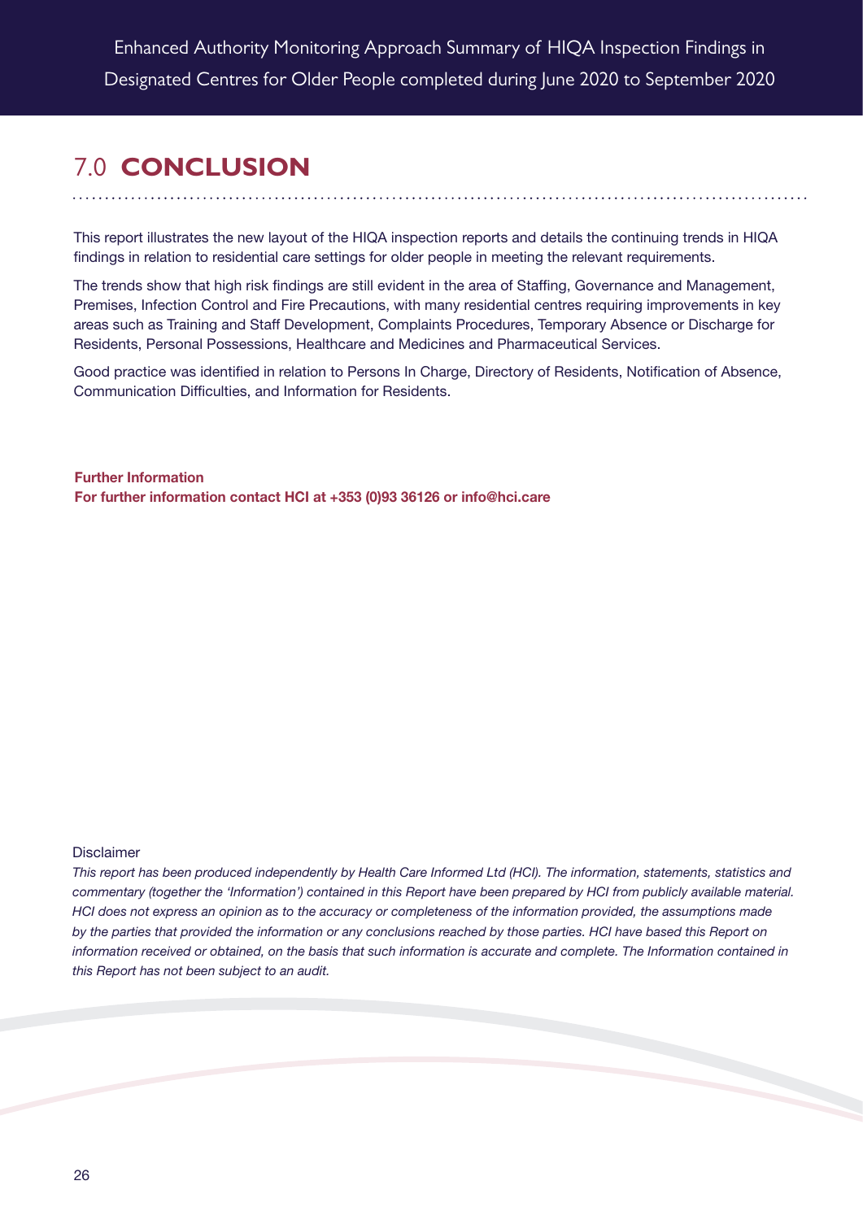# 7.0 CONCLUSION

This report illustrates the new layout of the HIQA inspection reports and details the continuing trends in HIQA findings in relation to residential care settings for older people in meeting the relevant requirements.

The trends show that high risk findings are still evident in the area of Staffing, Governance and Management, Premises, Infection Control and Fire Precautions, with many residential centres requiring improvements in key areas such as Training and Staff Development, Complaints Procedures, Temporary Absence or Discharge for Residents, Personal Possessions, Healthcare and Medicines and Pharmaceutical Services.

Good practice was identified in relation to Persons In Charge, Directory of Residents, Notification of Absence, Communication Difficulties, and Information for Residents.

**Further Information**
**For further information contact HCI at +353 (0)93 36126 or info@hci.care**

Disclaimer

*This report has been produced independently by Health Care Informed Ltd (HCI). The information, statements, statistics and commentary (together the 'Information') contained in this Report have been prepared by HCI from publicly available material. HCI does not express an opinion as to the accuracy or completeness of the information provided, the assumptions made by the parties that provided the information or any conclusions reached by those parties. HCI have based this Report on information received or obtained, on the basis that such information is accurate and complete. The Information contained in this Report has not been subject to an audit.*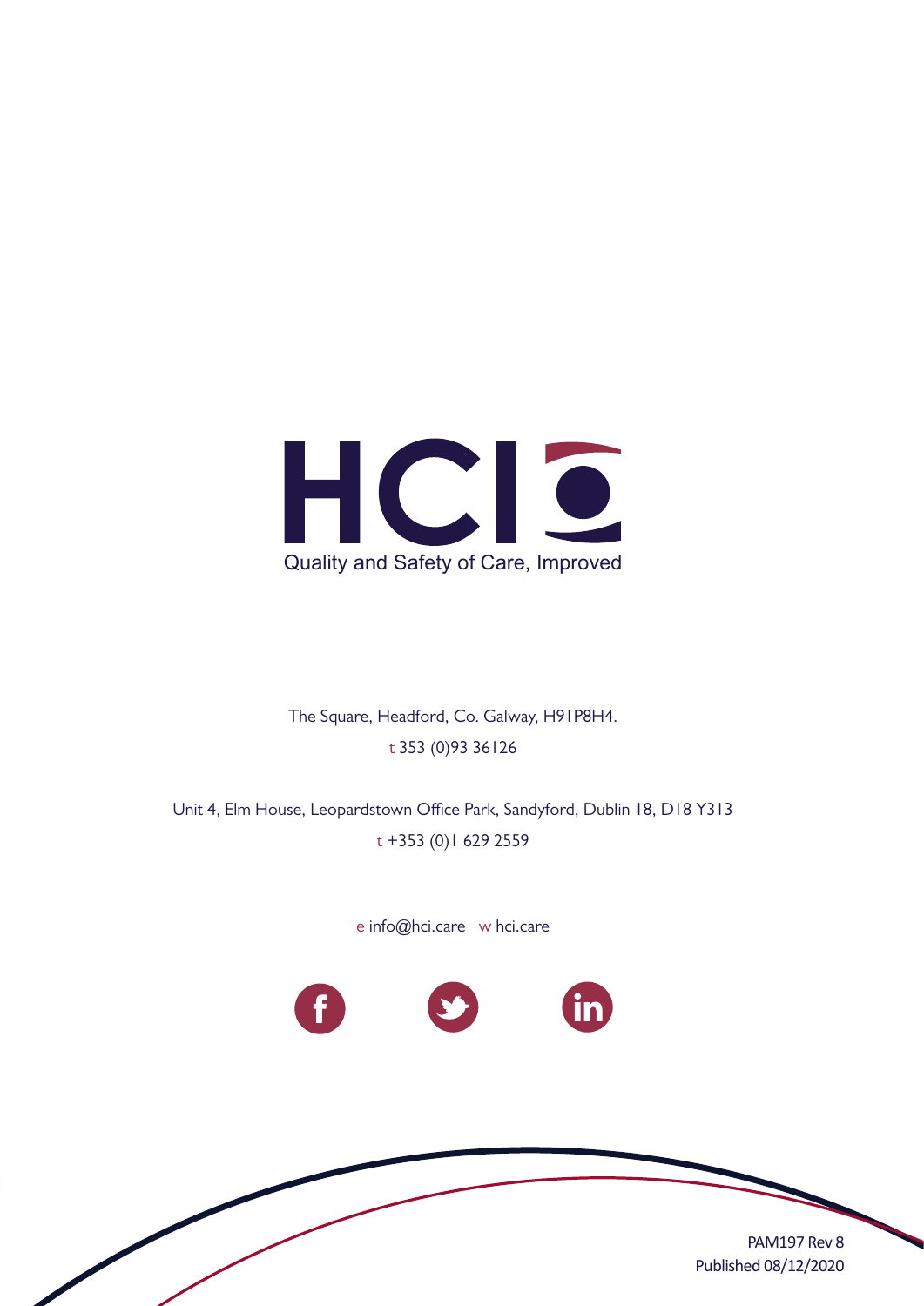HCI

Quality and Safety of Care, Improved

The Square, Headford, Co. Galway, H91P8H4.

t 353 (0)93 36126

Unit 4, Elm House, Leopardstown Office Park, Sandyford, Dublin 18, D18 Y313

t +353 (0)1 629 2559

e info@hci.care w hci.care

PAM197 Rev 8
Published 08/12/2020